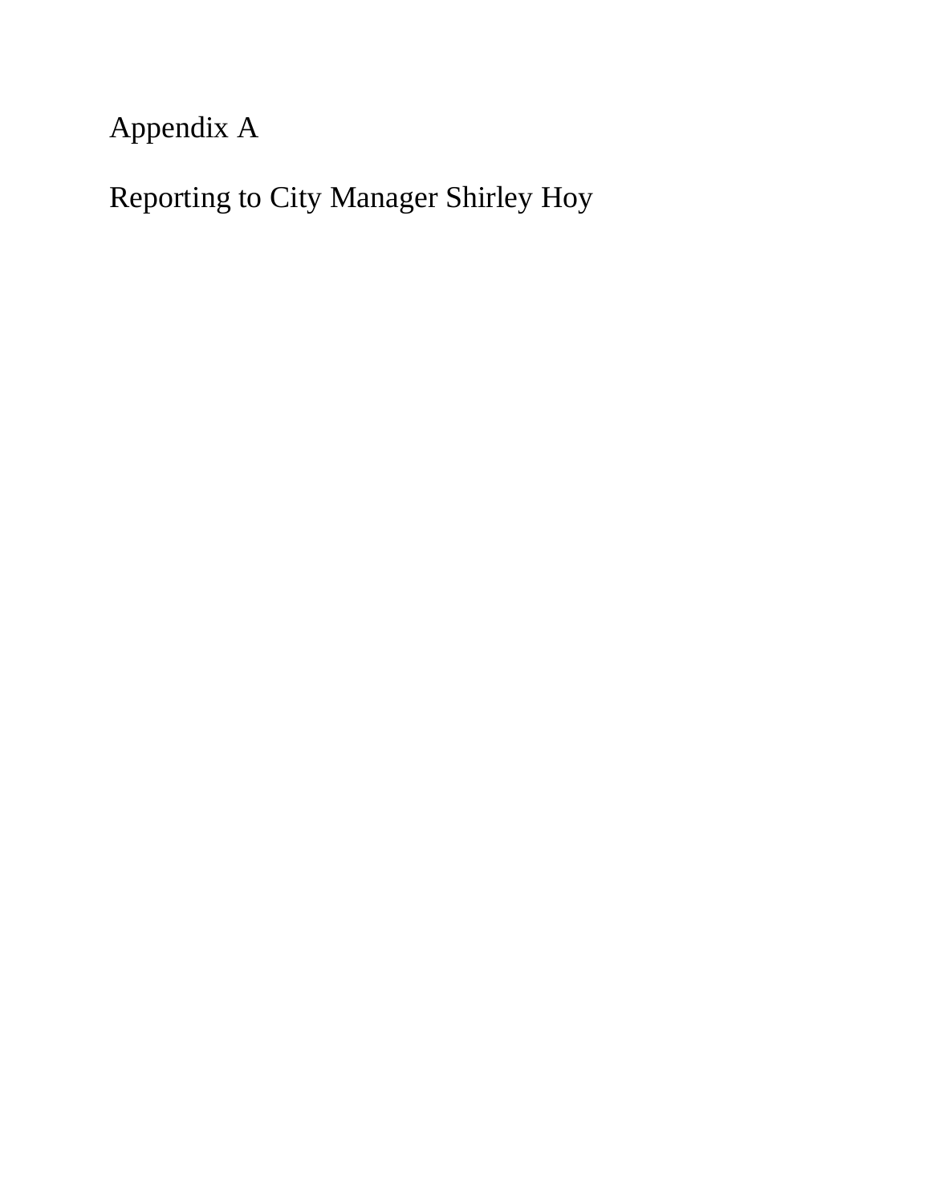# Appendix A

## Reporting to City Manager Shirley Hoy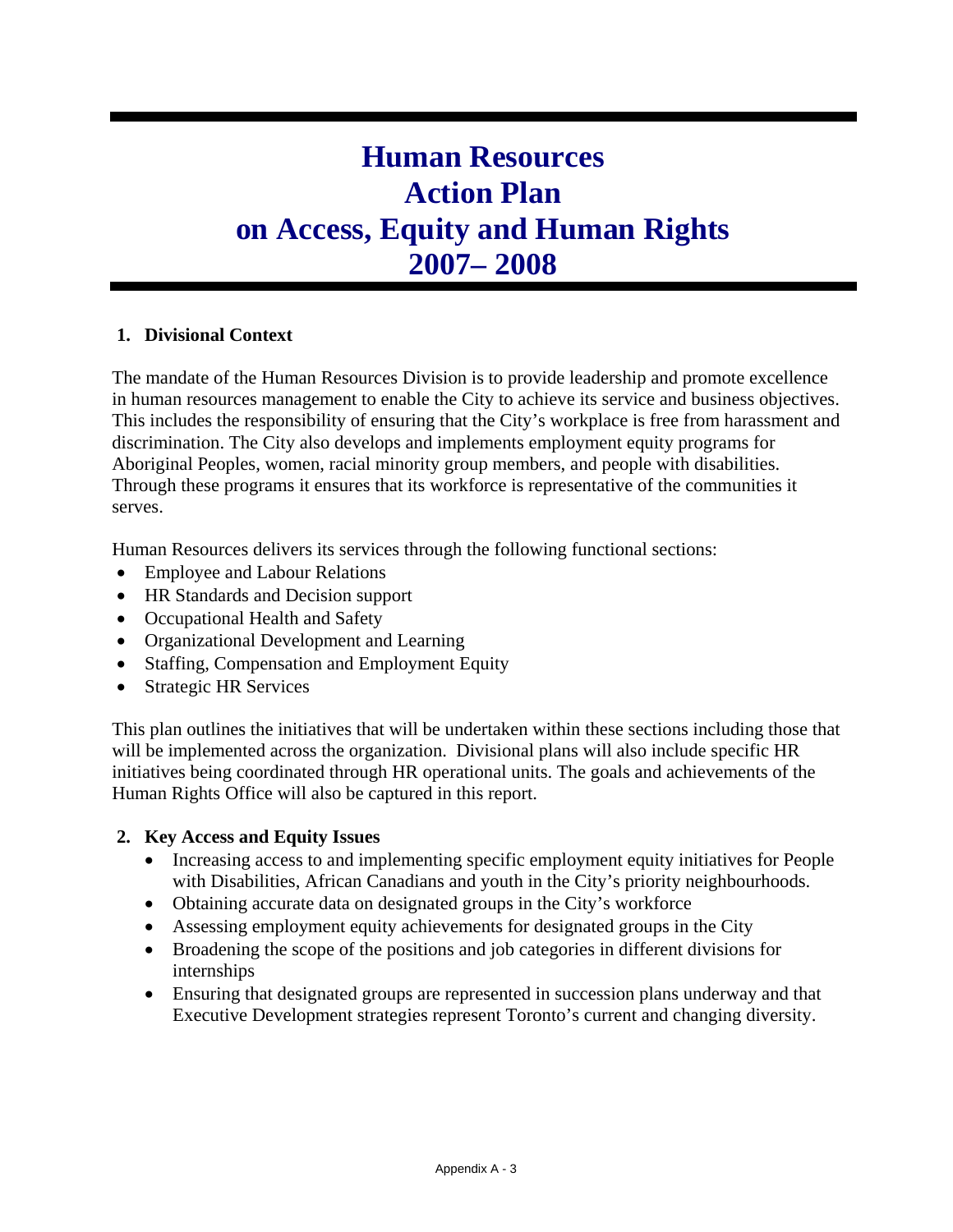# Human Resources Action Plan on Access, Equity and Human Rights 2007– 2008

## 1. Divisional Context

The mandate of the Human Resources Division is to provide leadership and promote excellence in human resources management to enable the City to achieve its service and business objectives. This includes the responsibility of ensuring that the City's workplace is free from harassment and discrimination. The City also develops and implements employment equity programs for Aboriginal Peoples, women, racial minority group members, and people with disabilities. Through these programs it ensures that its workforce is representative of the communities it serves.

Human Resources delivers its services through the following functional sections:

- Employee and Labour Relations
- HR Standards and Decision support
- Occupational Health and Safety
- Organizational Development and Learning
- Staffing, Compensation and Employment Equity
- Strategic HR Services

This plan outlines the initiatives that will be undertaken within these sections including those that will be implemented across the organization. Divisional plans will also include specific HR initiatives being coordinated through HR operational units. The goals and achievements of the Human Rights Office will also be captured in this report.

## 2. Key Access and Equity Issues

- Increasing access to and implementing specific employment equity initiatives for People with Disabilities, African Canadians and youth in the City's priority neighbourhoods.
- Obtaining accurate data on designated groups in the City's workforce
- Assessing employment equity achievements for designated groups in the City
- Broadening the scope of the positions and job categories in different divisions for internships
- Ensuring that designated groups are represented in succession plans underway and that Executive Development strategies represent Toronto's current and changing diversity.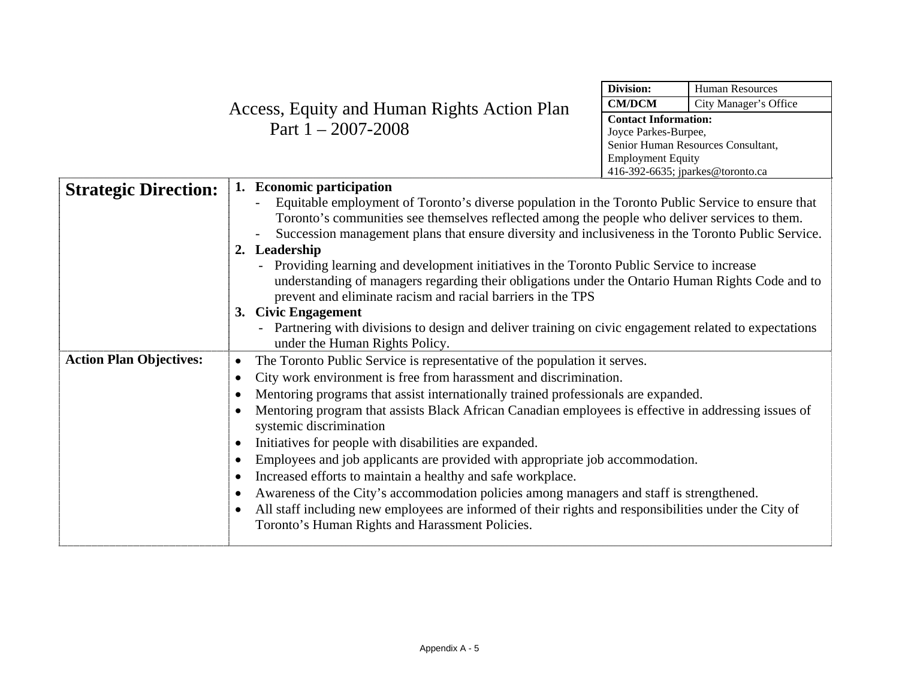# Access, Equity and Human Rights Action Plan
## Part 1 – 2007-2008

| **Division:** | Human Resources |
|---|---|
| **CM/DCM** | City Manager's Office |
| **Contact Information:** Joyce Parkes-Burpee, Senior Human Resources Consultant, Employment Equity 416-392-6635; jparkes@toronto.ca | |

| | |
|---|---|
| **Strategic Direction:** | **1. Economic participation**<br>- Equitable employment of Toronto's diverse population in the Toronto Public Service to ensure that Toronto's communities see themselves reflected among the people who deliver services to them.<br>- Succession management plans that ensure diversity and inclusiveness in the Toronto Public Service.<br>**2. Leadership**<br>- Providing learning and development initiatives in the Toronto Public Service to increase understanding of managers regarding their obligations under the Ontario Human Rights Code and to prevent and eliminate racism and racial barriers in the TPS<br>**3. Civic Engagement**<br>- Partnering with divisions to design and deliver training on civic engagement related to expectations under the Human Rights Policy. |
| **Action Plan Objectives:** | • The Toronto Public Service is representative of the population it serves.<br>• City work environment is free from harassment and discrimination.<br>• Mentoring programs that assist internationally trained professionals are expanded.<br>• Mentoring program that assists Black African Canadian employees is effective in addressing issues of systemic discrimination<br>• Initiatives for people with disabilities are expanded.<br>• Employees and job applicants are provided with appropriate job accommodation.<br>• Increased efforts to maintain a healthy and safe workplace.<br>• Awareness of the City's accommodation policies among managers and staff is strengthened.<br>• All staff including new employees are informed of their rights and responsibilities under the City of Toronto's Human Rights and Harassment Policies. |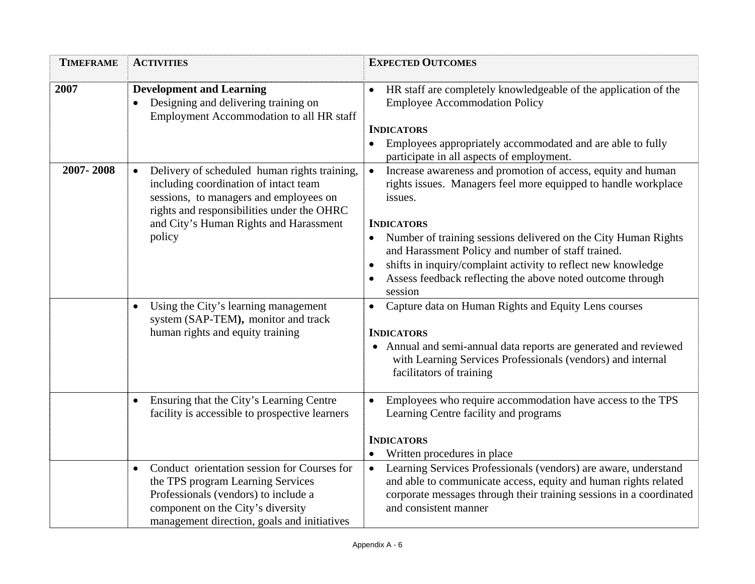| TIMEFRAME | ACTIVITIES | EXPECTED OUTCOMES |
|---|---|---|
| 2007 | **Development and Learning**<br>• Designing and delivering training on Employment Accommodation to all HR staff | • HR staff are completely knowledgeable of the application of the Employee Accommodation Policy<br><br>**INDICATORS**<br>• Employees appropriately accommodated and are able to fully participate in all aspects of employment. |
| 2007- 2008 | • Delivery of scheduled human rights training, including coordination of intact team sessions, to managers and employees on rights and responsibilities under the OHRC and City's Human Rights and Harassment policy | • Increase awareness and promotion of access, equity and human rights issues. Managers feel more equipped to handle workplace issues.<br><br>**INDICATORS**<br>• Number of training sessions delivered on the City Human Rights and Harassment Policy and number of staff trained.<br>• shifts in inquiry/complaint activity to reflect new knowledge<br>• Assess feedback reflecting the above noted outcome through session |
| | • Using the City's learning management system (SAP-TEM**),** monitor and track human rights and equity training | • Capture data on Human Rights and Equity Lens courses<br><br>**INDICATORS**<br>• Annual and semi-annual data reports are generated and reviewed with Learning Services Professionals (vendors) and internal facilitators of training |
| | • Ensuring that the City's Learning Centre facility is accessible to prospective learners | • Employees who require accommodation have access to the TPS Learning Centre facility and programs<br><br>**INDICATORS**<br>• Written procedures in place |
| | • Conduct orientation session for Courses for the TPS program Learning Services Professionals (vendors) to include a component on the City's diversity management direction, goals and initiatives | • Learning Services Professionals (vendors) are aware, understand and able to communicate access, equity and human rights related corporate messages through their training sessions in a coordinated and consistent manner |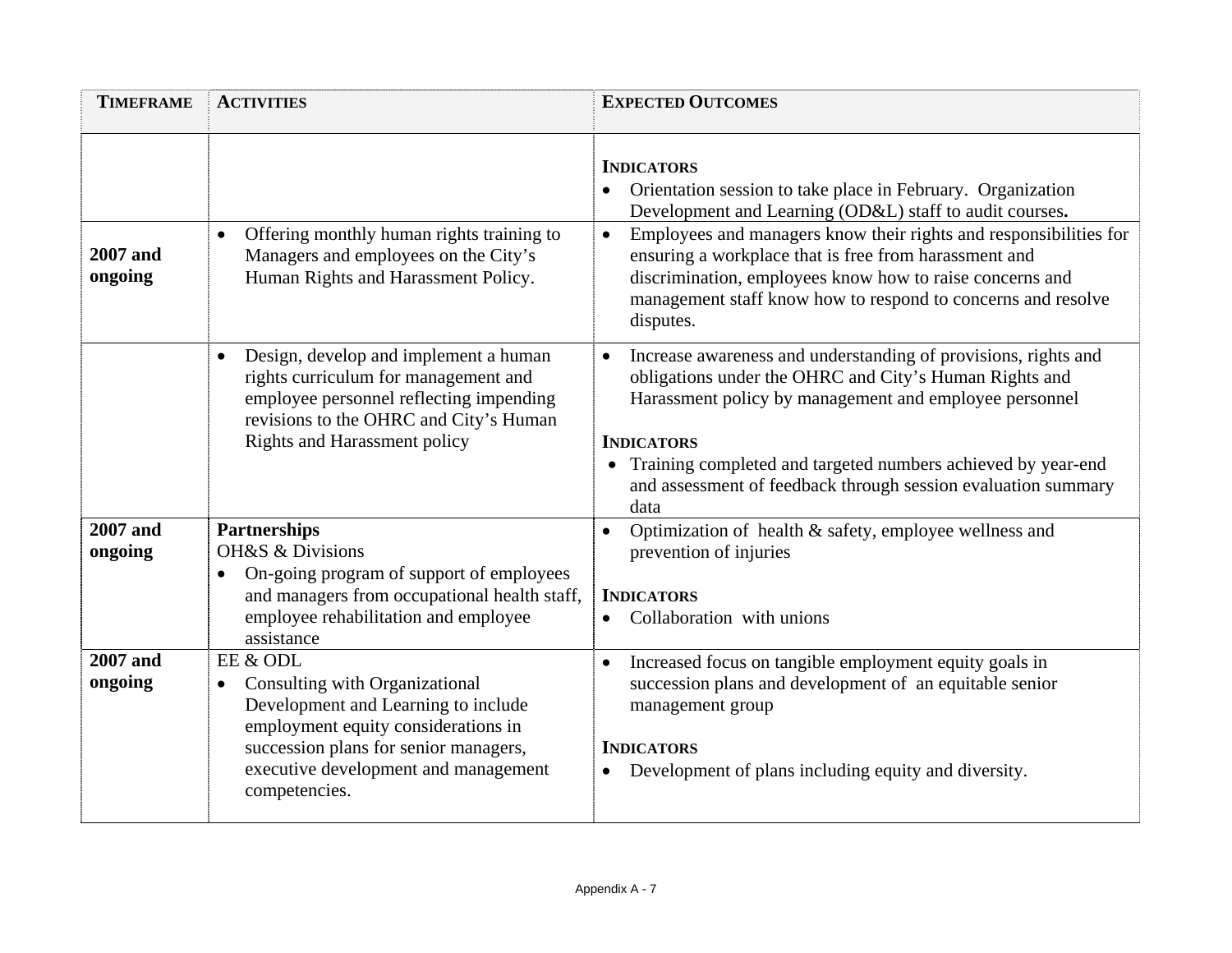| TIMEFRAME | ACTIVITIES | EXPECTED OUTCOMES |
|---|---|---|
| | | **INDICATORS**<br>• Orientation session to take place in February. Organization Development and Learning (OD&L) staff to audit courses**.** |
| **2007 and ongoing** | • Offering monthly human rights training to Managers and employees on the City's Human Rights and Harassment Policy. | • Employees and managers know their rights and responsibilities for ensuring a workplace that is free from harassment and discrimination, employees know how to raise concerns and management staff know how to respond to concerns and resolve disputes. |
| | • Design, develop and implement a human rights curriculum for management and employee personnel reflecting impending revisions to the OHRC and City's Human Rights and Harassment policy | • Increase awareness and understanding of provisions, rights and obligations under the OHRC and City's Human Rights and Harassment policy by management and employee personnel<br><br>**INDICATORS**<br>• Training completed and targeted numbers achieved by year-end and assessment of feedback through session evaluation summary data |
| **2007 and ongoing** | **Partnerships**<br>OH&S & Divisions<br>• On-going program of support of employees and managers from occupational health staff, employee rehabilitation and employee assistance | • Optimization of health & safety, employee wellness and prevention of injuries<br><br>**INDICATORS**<br>• Collaboration with unions |
| **2007 and ongoing** | EE & ODL<br>• Consulting with Organizational Development and Learning to include employment equity considerations in succession plans for senior managers, executive development and management competencies. | • Increased focus on tangible employment equity goals in succession plans and development of an equitable senior management group<br><br>**INDICATORS**<br>• Development of plans including equity and diversity. |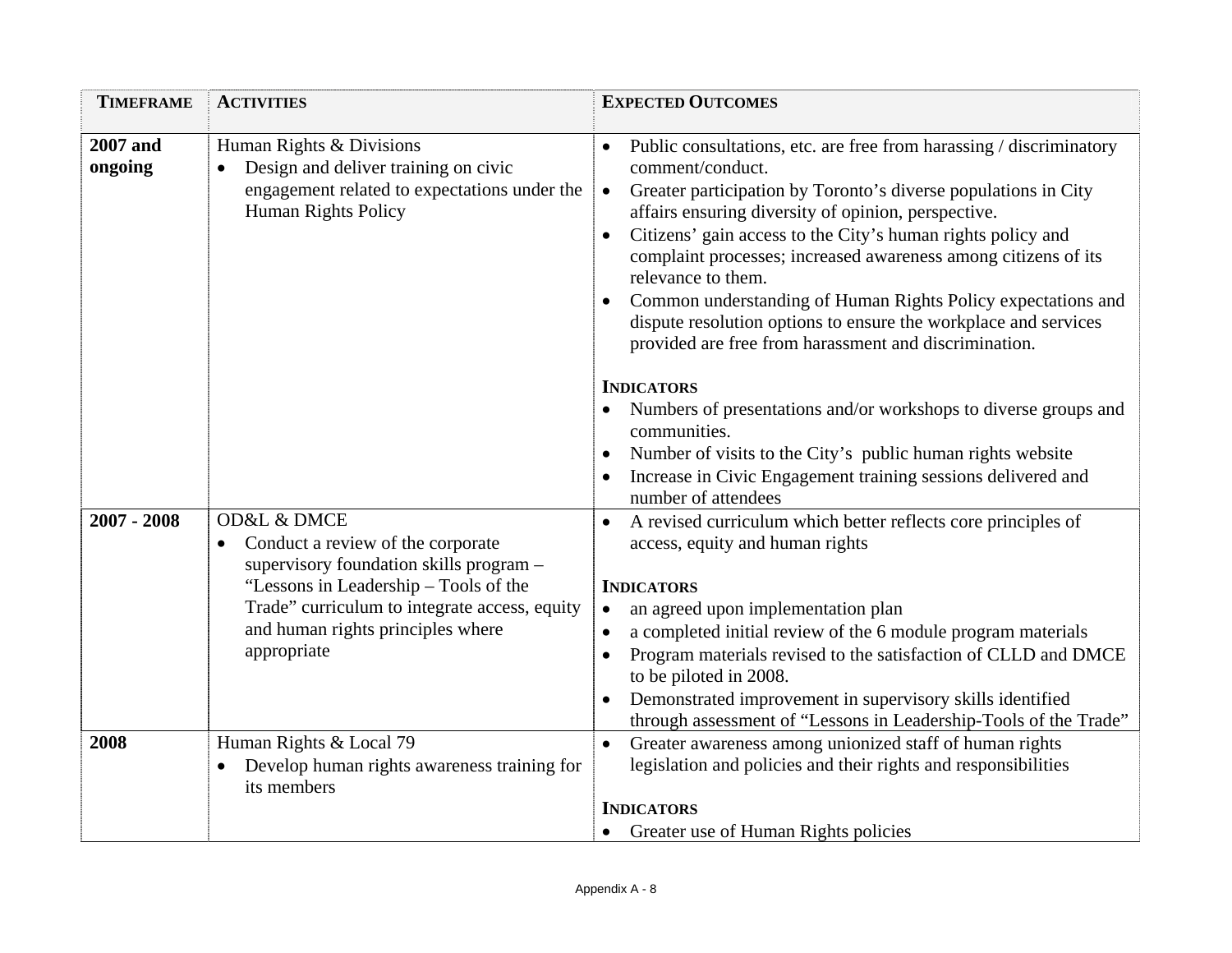| TIMEFRAME | ACTIVITIES | EXPECTED OUTCOMES |
|---|---|---|
| **2007 and ongoing** | Human Rights & Divisions<br>• Design and deliver training on civic engagement related to expectations under the Human Rights Policy | • Public consultations, etc. are free from harassing / discriminatory comment/conduct.<br>• Greater participation by Toronto's diverse populations in City affairs ensuring diversity of opinion, perspective.<br>• Citizens' gain access to the City's human rights policy and complaint processes; increased awareness among citizens of its relevance to them.<br>• Common understanding of Human Rights Policy expectations and dispute resolution options to ensure the workplace and services provided are free from harassment and discrimination.<br><br>**INDICATORS**<br>• Numbers of presentations and/or workshops to diverse groups and communities.<br>• Number of visits to the City's public human rights website<br>• Increase in Civic Engagement training sessions delivered and number of attendees |
| **2007 - 2008** | OD&L & DMCE<br>• Conduct a review of the corporate supervisory foundation skills program – "Lessons in Leadership – Tools of the Trade" curriculum to integrate access, equity and human rights principles where appropriate | • A revised curriculum which better reflects core principles of access, equity and human rights<br><br>**INDICATORS**<br>• an agreed upon implementation plan<br>• a completed initial review of the 6 module program materials<br>• Program materials revised to the satisfaction of CLLD and DMCE to be piloted in 2008.<br>• Demonstrated improvement in supervisory skills identified through assessment of "Lessons in Leadership-Tools of the Trade" |
| **2008** | Human Rights & Local 79<br>• Develop human rights awareness training for its members | • Greater awareness among unionized staff of human rights legislation and policies and their rights and responsibilities<br><br>**INDICATORS**<br>• Greater use of Human Rights policies |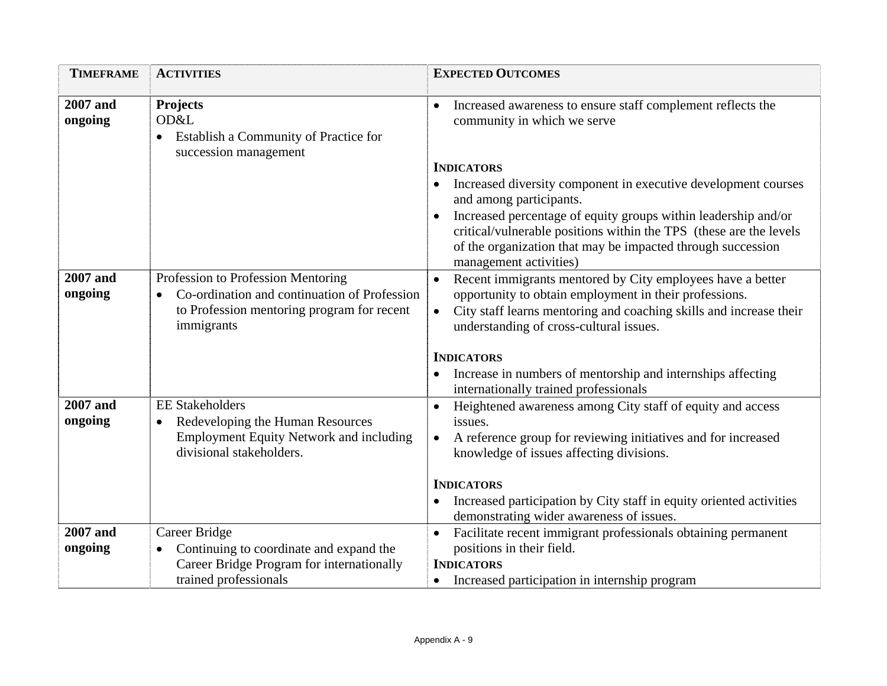| TIMEFRAME | ACTIVITIES | EXPECTED OUTCOMES |
|---|---|---|
| **2007 and ongoing** | **Projects**<br>OD&L<br>• Establish a Community of Practice for succession management | • Increased awareness to ensure staff complement reflects the community in which we serve<br><br>**INDICATORS**<br>• Increased diversity component in executive development courses and among participants.<br>• Increased percentage of equity groups within leadership and/or critical/vulnerable positions within the TPS (these are the levels of the organization that may be impacted through succession management activities) |
| **2007 and ongoing** | Profession to Profession Mentoring<br>• Co-ordination and continuation of Profession to Profession mentoring program for recent immigrants | • Recent immigrants mentored by City employees have a better opportunity to obtain employment in their professions.<br>• City staff learns mentoring and coaching skills and increase their understanding of cross-cultural issues.<br><br>**INDICATORS**<br>• Increase in numbers of mentorship and internships affecting internationally trained professionals |
| **2007 and ongoing** | EE Stakeholders<br>• Redeveloping the Human Resources Employment Equity Network and including divisional stakeholders. | • Heightened awareness among City staff of equity and access issues.<br>• A reference group for reviewing initiatives and for increased knowledge of issues affecting divisions.<br><br>**INDICATORS**<br>• Increased participation by City staff in equity oriented activities demonstrating wider awareness of issues. |
| **2007 and ongoing** | Career Bridge<br>• Continuing to coordinate and expand the Career Bridge Program for internationally trained professionals | • Facilitate recent immigrant professionals obtaining permanent positions in their field.<br>**INDICATORS**<br>• Increased participation in internship program |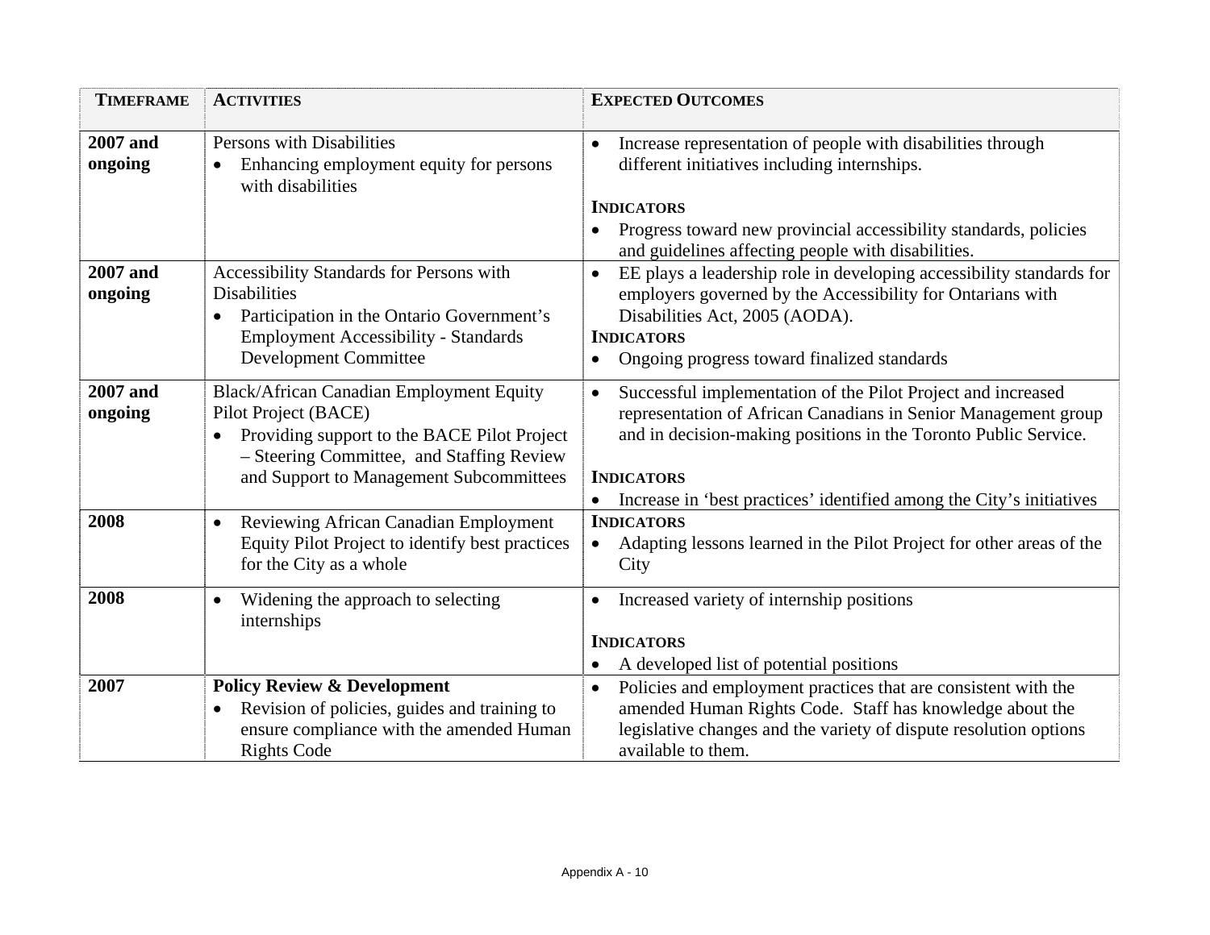| TIMEFRAME | ACTIVITIES | EXPECTED OUTCOMES |
|---|---|---|
| **2007 and ongoing** | Persons with Disabilities<br>• Enhancing employment equity for persons with disabilities | • Increase representation of people with disabilities through different initiatives including internships.<br><br>**INDICATORS**<br>• Progress toward new provincial accessibility standards, policies and guidelines affecting people with disabilities. |
| **2007 and ongoing** | Accessibility Standards for Persons with Disabilities<br>• Participation in the Ontario Government's Employment Accessibility - Standards Development Committee | • EE plays a leadership role in developing accessibility standards for employers governed by the Accessibility for Ontarians with Disabilities Act, 2005 (AODA).<br>**INDICATORS**<br>• Ongoing progress toward finalized standards |
| **2007 and ongoing** | Black/African Canadian Employment Equity Pilot Project (BACE)<br>• Providing support to the BACE Pilot Project – Steering Committee, and Staffing Review and Support to Management Subcommittees | • Successful implementation of the Pilot Project and increased representation of African Canadians in Senior Management group and in decision-making positions in the Toronto Public Service.<br><br>**INDICATORS**<br>• Increase in 'best practices' identified among the City's initiatives |
| **2008** | • Reviewing African Canadian Employment Equity Pilot Project to identify best practices for the City as a whole | **INDICATORS**<br>• Adapting lessons learned in the Pilot Project for other areas of the City |
| **2008** | • Widening the approach to selecting internships | • Increased variety of internship positions<br><br>**INDICATORS**<br>• A developed list of potential positions |
| **2007** | **Policy Review & Development**<br>• Revision of policies, guides and training to ensure compliance with the amended Human Rights Code | • Policies and employment practices that are consistent with the amended Human Rights Code. Staff has knowledge about the legislative changes and the variety of dispute resolution options available to them. |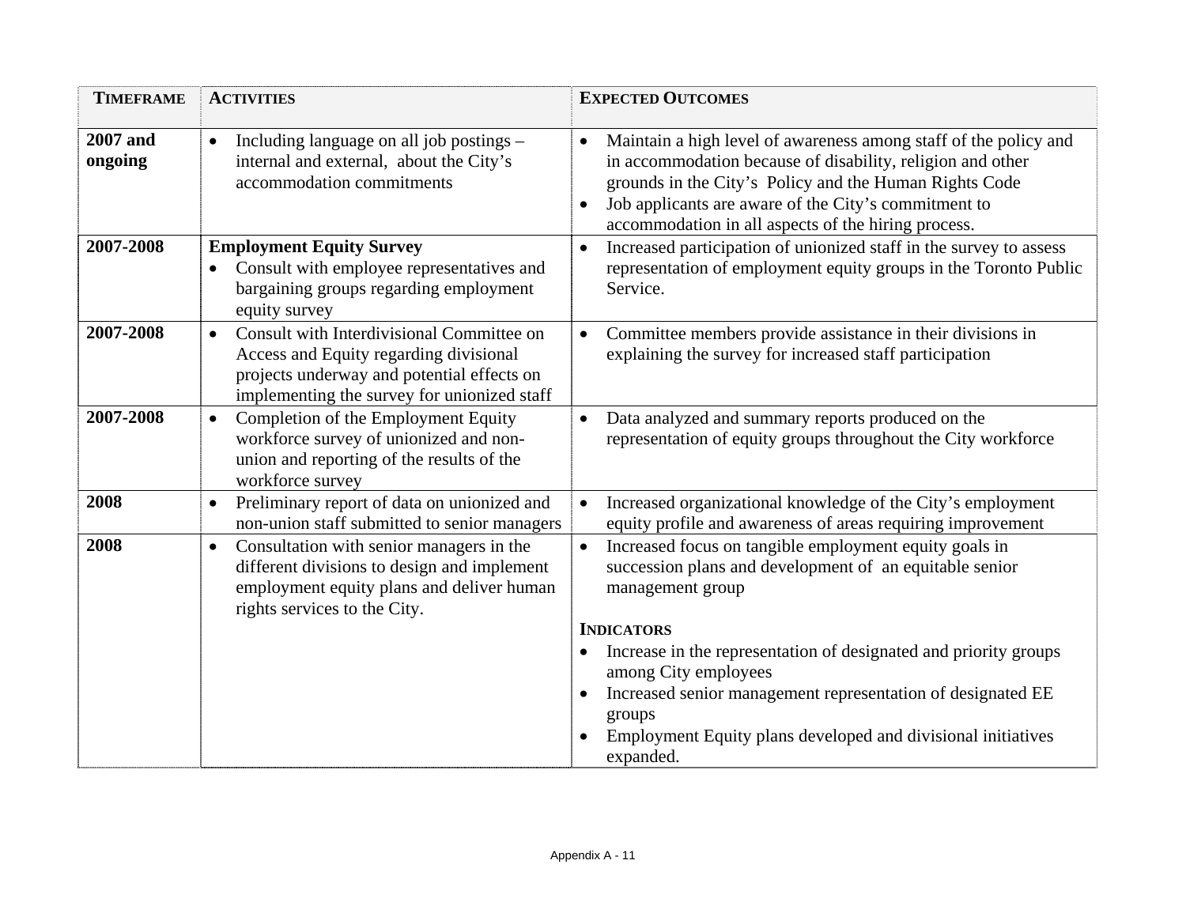| TIMEFRAME | ACTIVITIES | EXPECTED OUTCOMES |
|---|---|---|
| **2007 and ongoing** | • Including language on all job postings – internal and external, about the City's accommodation commitments | • Maintain a high level of awareness among staff of the policy and in accommodation because of disability, religion and other grounds in the City's Policy and the Human Rights Code<br>• Job applicants are aware of the City's commitment to accommodation in all aspects of the hiring process. |
| **2007-2008** | **Employment Equity Survey**<br>• Consult with employee representatives and bargaining groups regarding employment equity survey | • Increased participation of unionized staff in the survey to assess representation of employment equity groups in the Toronto Public Service. |
| **2007-2008** | • Consult with Interdivisional Committee on Access and Equity regarding divisional projects underway and potential effects on implementing the survey for unionized staff | • Committee members provide assistance in their divisions in explaining the survey for increased staff participation |
| **2007-2008** | • Completion of the Employment Equity workforce survey of unionized and non-union and reporting of the results of the workforce survey | • Data analyzed and summary reports produced on the representation of equity groups throughout the City workforce |
| **2008** | • Preliminary report of data on unionized and non-union staff submitted to senior managers | • Increased organizational knowledge of the City's employment equity profile and awareness of areas requiring improvement |
| **2008** | • Consultation with senior managers in the different divisions to design and implement employment equity plans and deliver human rights services to the City. | • Increased focus on tangible employment equity goals in succession plans and development of an equitable senior management group<br><br>**INDICATORS**<br>• Increase in the representation of designated and priority groups among City employees<br>• Increased senior management representation of designated EE groups<br>• Employment Equity plans developed and divisional initiatives expanded. |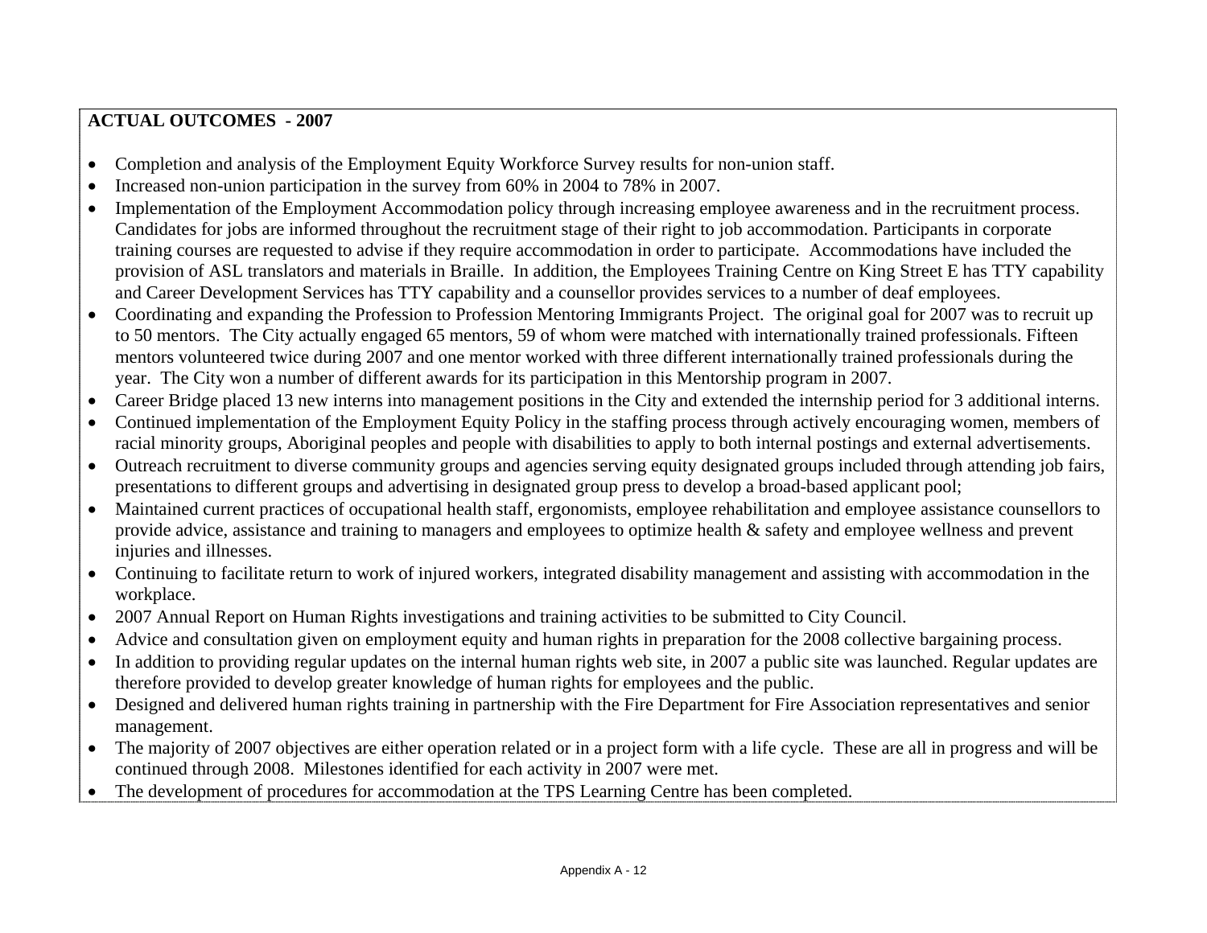**ACTUAL OUTCOMES - 2007**

- Completion and analysis of the Employment Equity Workforce Survey results for non-union staff.
- Increased non-union participation in the survey from 60% in 2004 to 78% in 2007.
- Implementation of the Employment Accommodation policy through increasing employee awareness and in the recruitment process. Candidates for jobs are informed throughout the recruitment stage of their right to job accommodation. Participants in corporate training courses are requested to advise if they require accommodation in order to participate. Accommodations have included the provision of ASL translators and materials in Braille. In addition, the Employees Training Centre on King Street E has TTY capability and Career Development Services has TTY capability and a counsellor provides services to a number of deaf employees.
- Coordinating and expanding the Profession to Profession Mentoring Immigrants Project. The original goal for 2007 was to recruit up to 50 mentors. The City actually engaged 65 mentors, 59 of whom were matched with internationally trained professionals. Fifteen mentors volunteered twice during 2007 and one mentor worked with three different internationally trained professionals during the year. The City won a number of different awards for its participation in this Mentorship program in 2007.
- Career Bridge placed 13 new interns into management positions in the City and extended the internship period for 3 additional interns.
- Continued implementation of the Employment Equity Policy in the staffing process through actively encouraging women, members of racial minority groups, Aboriginal peoples and people with disabilities to apply to both internal postings and external advertisements.
- Outreach recruitment to diverse community groups and agencies serving equity designated groups included through attending job fairs, presentations to different groups and advertising in designated group press to develop a broad-based applicant pool;
- Maintained current practices of occupational health staff, ergonomists, employee rehabilitation and employee assistance counsellors to provide advice, assistance and training to managers and employees to optimize health & safety and employee wellness and prevent injuries and illnesses.
- Continuing to facilitate return to work of injured workers, integrated disability management and assisting with accommodation in the workplace.
- 2007 Annual Report on Human Rights investigations and training activities to be submitted to City Council.
- Advice and consultation given on employment equity and human rights in preparation for the 2008 collective bargaining process.
- In addition to providing regular updates on the internal human rights web site, in 2007 a public site was launched. Regular updates are therefore provided to develop greater knowledge of human rights for employees and the public.
- Designed and delivered human rights training in partnership with the Fire Department for Fire Association representatives and senior management.
- The majority of 2007 objectives are either operation related or in a project form with a life cycle. These are all in progress and will be continued through 2008. Milestones identified for each activity in 2007 were met.
- The development of procedures for accommodation at the TPS Learning Centre has been completed.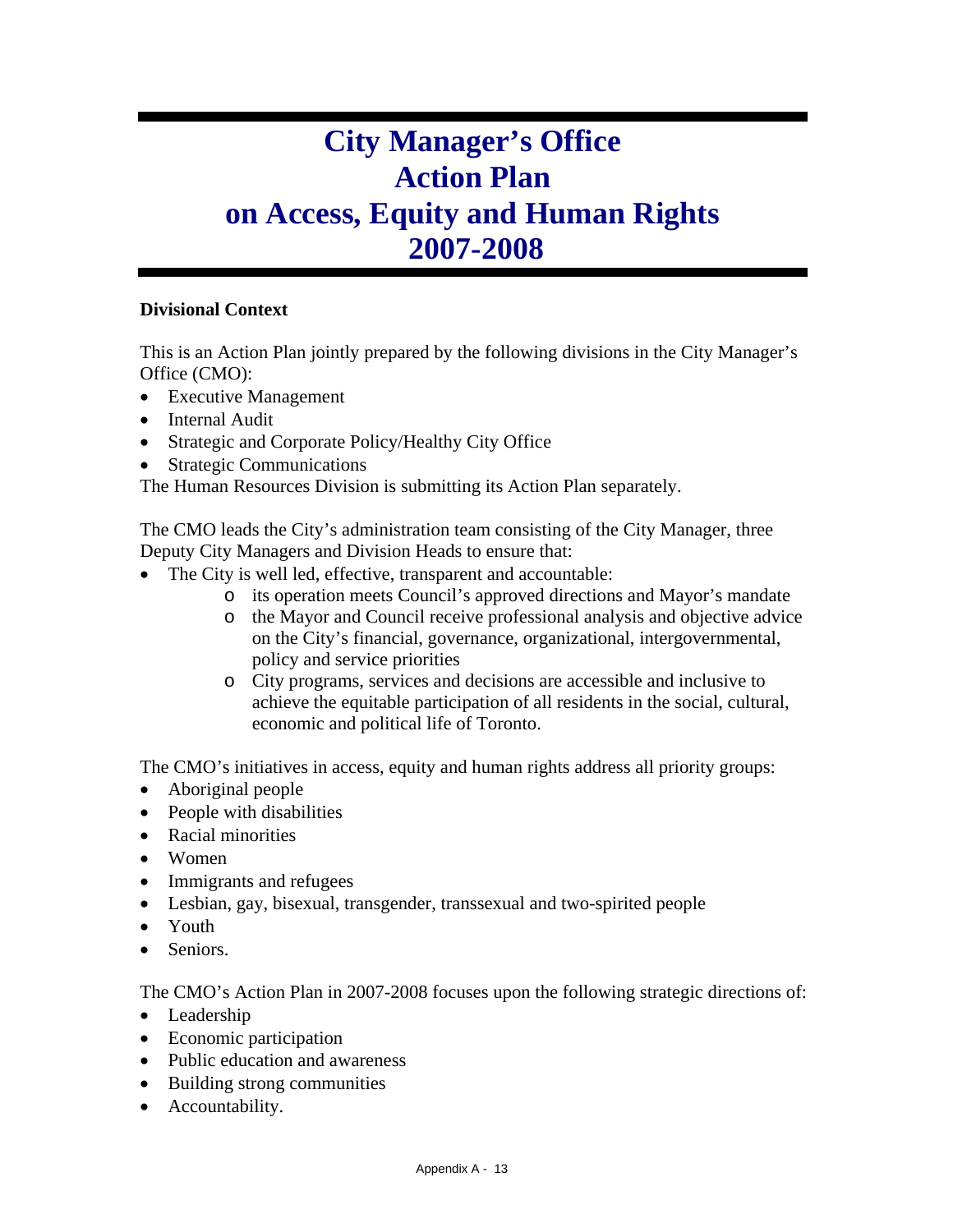# City Manager's Office Action Plan on Access, Equity and Human Rights 2007-2008

**Divisional Context**

This is an Action Plan jointly prepared by the following divisions in the City Manager's Office (CMO):

- Executive Management
- Internal Audit
- Strategic and Corporate Policy/Healthy City Office
- Strategic Communications

The Human Resources Division is submitting its Action Plan separately.

The CMO leads the City's administration team consisting of the City Manager, three Deputy City Managers and Division Heads to ensure that:

- The City is well led, effective, transparent and accountable:
  - its operation meets Council's approved directions and Mayor's mandate
  - the Mayor and Council receive professional analysis and objective advice on the City's financial, governance, organizational, intergovernmental, policy and service priorities
  - City programs, services and decisions are accessible and inclusive to achieve the equitable participation of all residents in the social, cultural, economic and political life of Toronto.

The CMO's initiatives in access, equity and human rights address all priority groups:

- Aboriginal people
- People with disabilities
- Racial minorities
- Women
- Immigrants and refugees
- Lesbian, gay, bisexual, transgender, transsexual and two-spirited people
- Youth
- Seniors.

The CMO's Action Plan in 2007-2008 focuses upon the following strategic directions of:

- Leadership
- Economic participation
- Public education and awareness
- Building strong communities
- Accountability.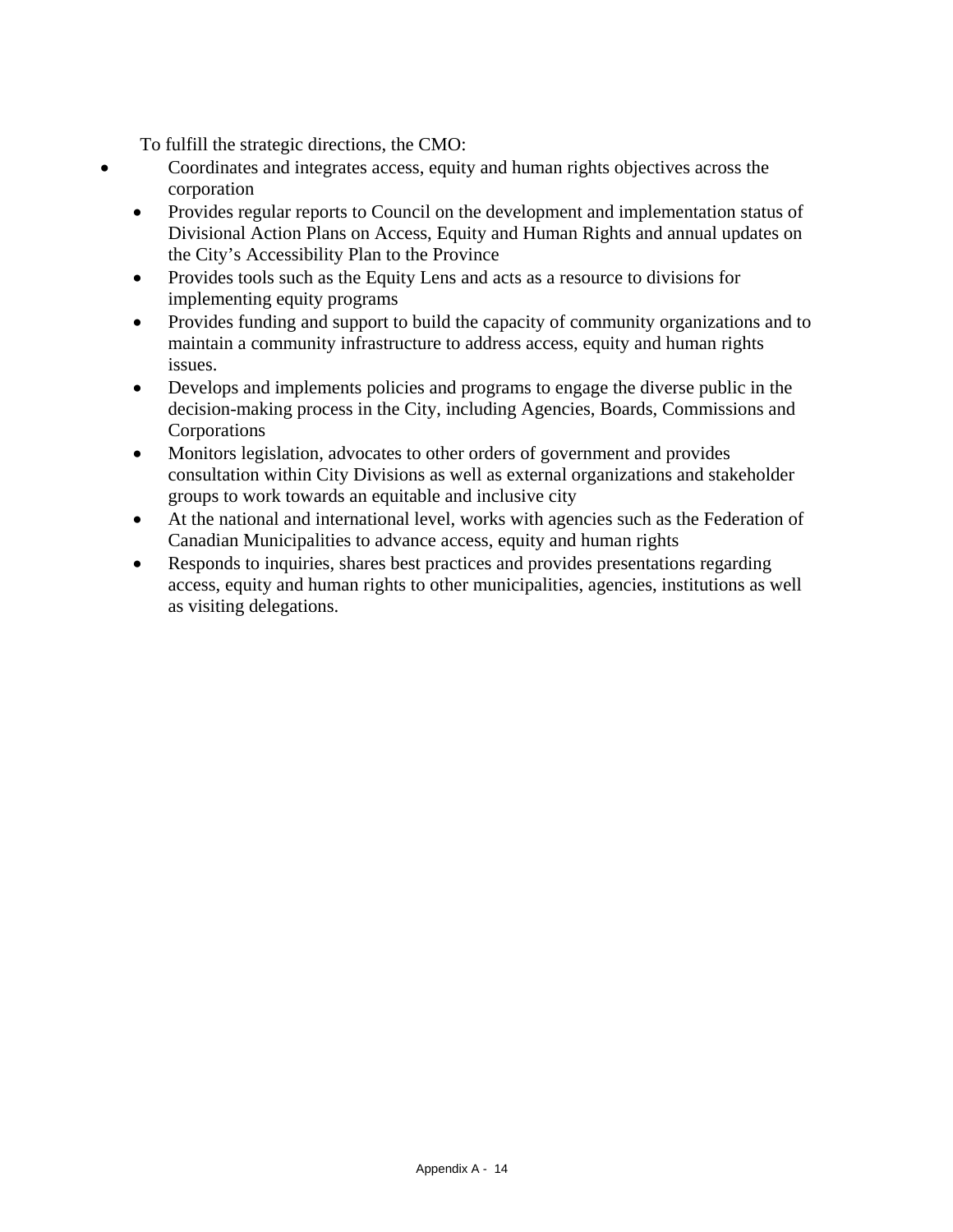To fulfill the strategic directions, the CMO:

- Coordinates and integrates access, equity and human rights objectives across the corporation
- Provides regular reports to Council on the development and implementation status of Divisional Action Plans on Access, Equity and Human Rights and annual updates on the City's Accessibility Plan to the Province
- Provides tools such as the Equity Lens and acts as a resource to divisions for implementing equity programs
- Provides funding and support to build the capacity of community organizations and to maintain a community infrastructure to address access, equity and human rights issues.
- Develops and implements policies and programs to engage the diverse public in the decision-making process in the City, including Agencies, Boards, Commissions and Corporations
- Monitors legislation, advocates to other orders of government and provides consultation within City Divisions as well as external organizations and stakeholder groups to work towards an equitable and inclusive city
- At the national and international level, works with agencies such as the Federation of Canadian Municipalities to advance access, equity and human rights
- Responds to inquiries, shares best practices and provides presentations regarding access, equity and human rights to other municipalities, agencies, institutions as well as visiting delegations.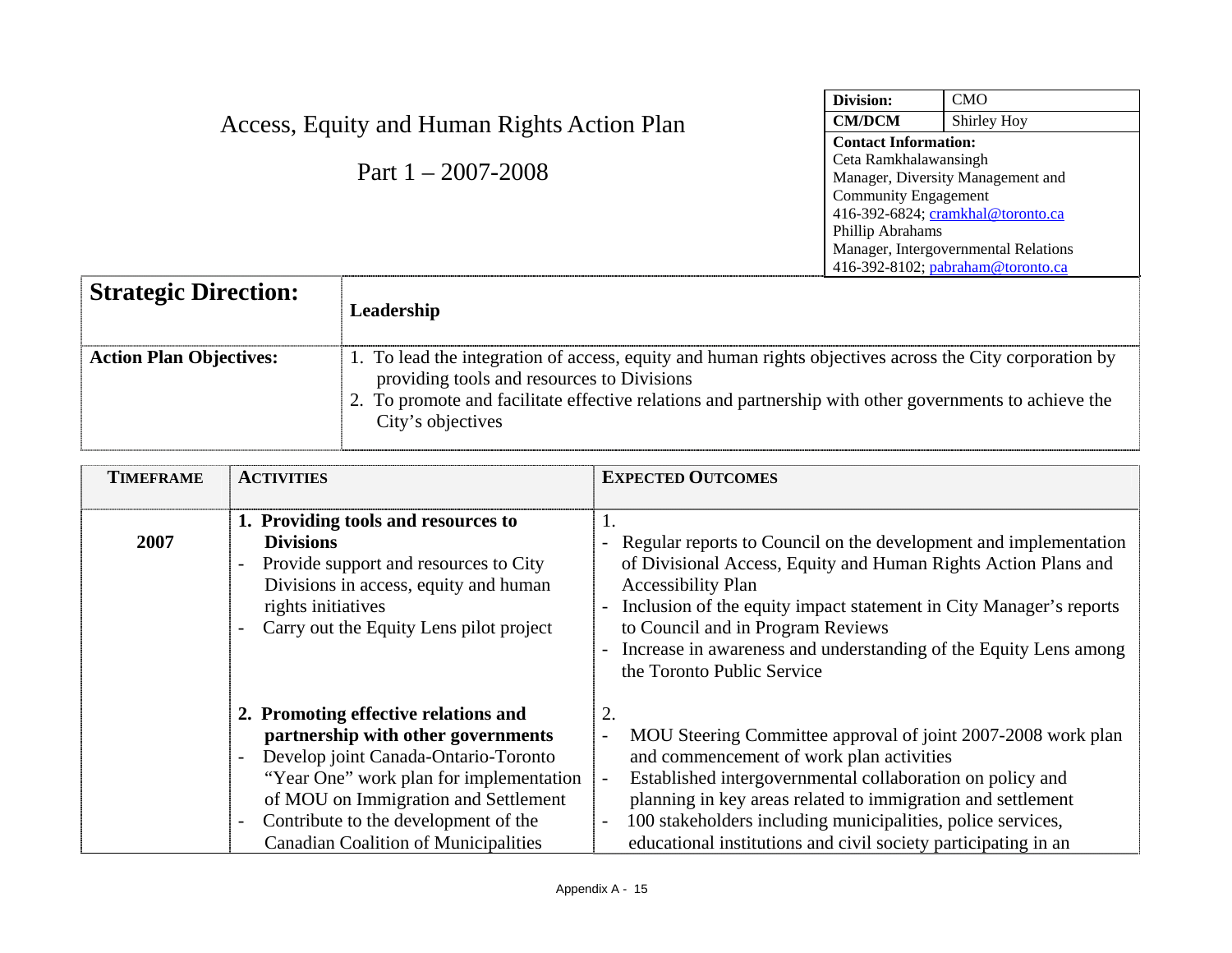# Access, Equity and Human Rights Action Plan

## Part 1 – 2007-2008

| **Division:** | CMO |
|---|---|
| **CM/DCM** | Shirley Hoy |
| **Contact Information:** Ceta Ramkhalawansingh, Manager, Diversity Management and Community Engagement, 416-392-6824; cramkhal@toronto.ca; Phillip Abrahams, Manager, Intergovernmental Relations, 416-392-8102; pabraham@toronto.ca | |

| **Strategic Direction:** | **Leadership** |
|---|---|
| **Action Plan Objectives:** | 1. To lead the integration of access, equity and human rights objectives across the City corporation by providing tools and resources to Divisions<br>2. To promote and facilitate effective relations and partnership with other governments to achieve the City's objectives |

| TIMEFRAME | ACTIVITIES | EXPECTED OUTCOMES |
|---|---|---|
| **2007** | **1. Providing tools and resources to Divisions**<br>- Provide support and resources to City Divisions in access, equity and human rights initiatives<br>- Carry out the Equity Lens pilot project | 1.<br>- Regular reports to Council on the development and implementation of Divisional Access, Equity and Human Rights Action Plans and Accessibility Plan<br>- Inclusion of the equity impact statement in City Manager's reports to Council and in Program Reviews<br>- Increase in awareness and understanding of the Equity Lens among the Toronto Public Service |
| | **2. Promoting effective relations and partnership with other governments**<br>- Develop joint Canada-Ontario-Toronto "Year One" work plan for implementation of MOU on Immigration and Settlement<br>- Contribute to the development of the Canadian Coalition of Municipalities | 2.<br>- MOU Steering Committee approval of joint 2007-2008 work plan and commencement of work plan activities<br>- Established intergovernmental collaboration on policy and planning in key areas related to immigration and settlement<br>- 100 stakeholders including municipalities, police services, educational institutions and civil society participating in an |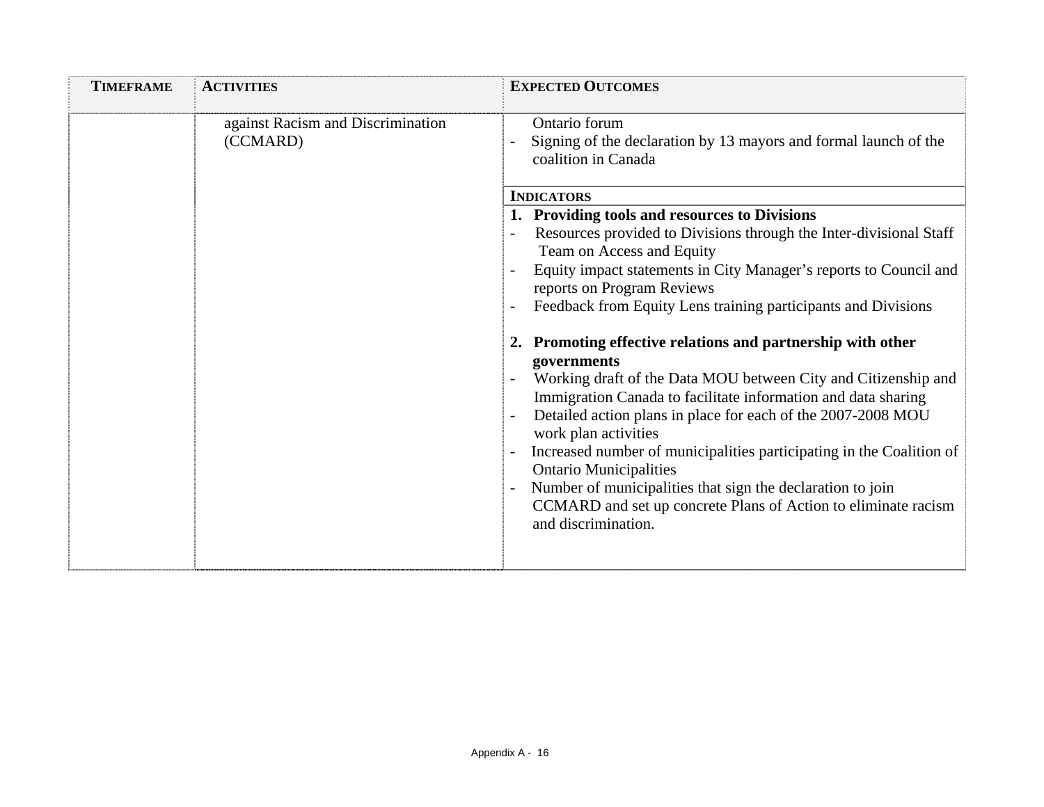| TIMEFRAME | ACTIVITIES | EXPECTED OUTCOMES |
|---|---|---|
| | against Racism and Discrimination (CCMARD) | Ontario forum<br>- Signing of the declaration by 13 mayors and formal launch of the coalition in Canada |
| | | **INDICATORS**<br>**1. Providing tools and resources to Divisions**<br>- Resources provided to Divisions through the Inter-divisional Staff Team on Access and Equity<br>- Equity impact statements in City Manager's reports to Council and reports on Program Reviews<br>- Feedback from Equity Lens training participants and Divisions<br><br>**2. Promoting effective relations and partnership with other governments**<br>- Working draft of the Data MOU between City and Citizenship and Immigration Canada to facilitate information and data sharing<br>- Detailed action plans in place for each of the 2007-2008 MOU work plan activities<br>- Increased number of municipalities participating in the Coalition of Ontario Municipalities<br>- Number of municipalities that sign the declaration to join CCMARD and set up concrete Plans of Action to eliminate racism and discrimination. |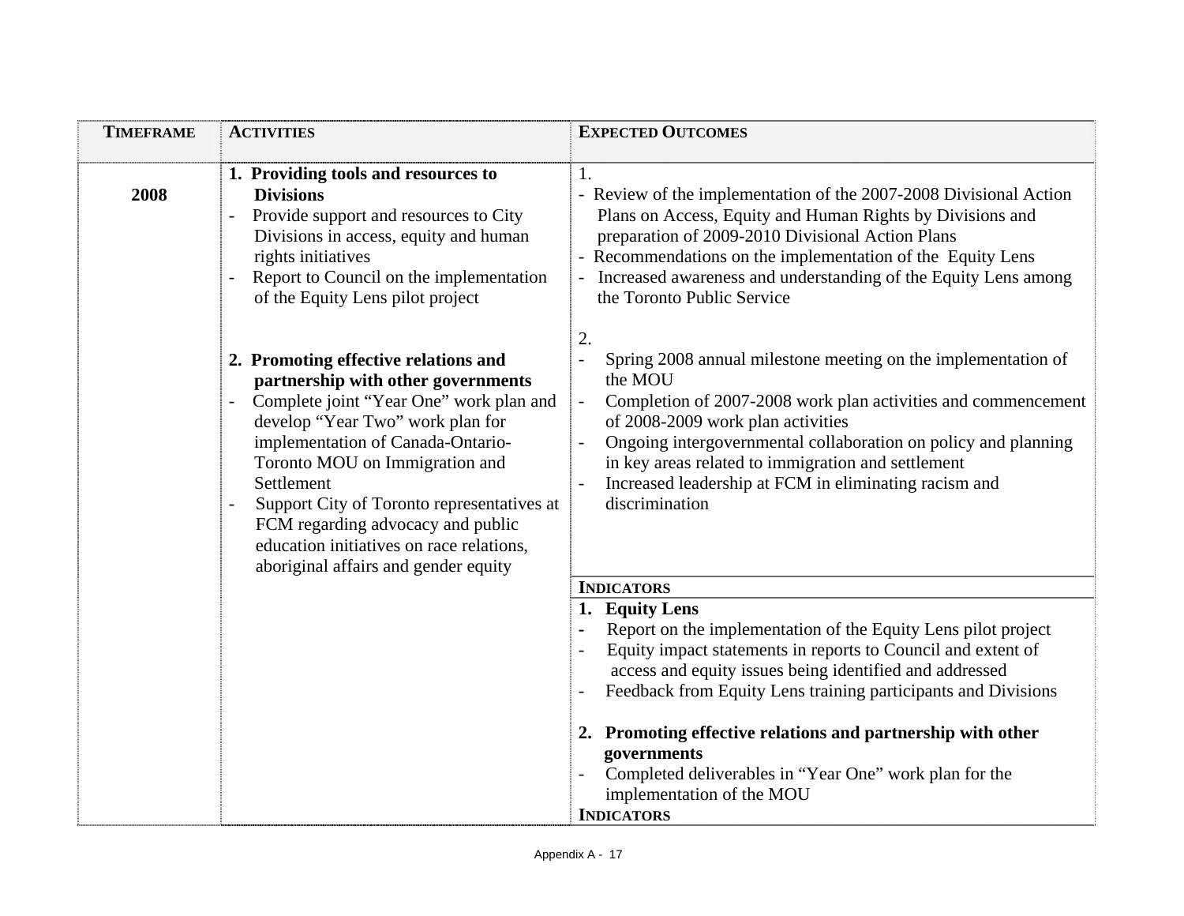| TIMEFRAME | ACTIVITIES | EXPECTED OUTCOMES |
|---|---|---|
| 2008 | **1. Providing tools and resources to Divisions**<br>- Provide support and resources to City Divisions in access, equity and human rights initiatives<br>- Report to Council on the implementation of the Equity Lens pilot project<br><br>**2. Promoting effective relations and partnership with other governments**<br>- Complete joint "Year One" work plan and develop "Year Two" work plan for implementation of Canada-Ontario-Toronto MOU on Immigration and Settlement<br>- Support City of Toronto representatives at FCM regarding advocacy and public education initiatives on race relations, aboriginal affairs and gender equity | 1.<br>- Review of the implementation of the 2007-2008 Divisional Action Plans on Access, Equity and Human Rights by Divisions and preparation of 2009-2010 Divisional Action Plans<br>- Recommendations on the implementation of the Equity Lens<br>- Increased awareness and understanding of the Equity Lens among the Toronto Public Service<br><br>2.<br>- Spring 2008 annual milestone meeting on the implementation of the MOU<br>- Completion of 2007-2008 work plan activities and commencement of 2008-2009 work plan activities<br>- Ongoing intergovernmental collaboration on policy and planning in key areas related to immigration and settlement<br>- Increased leadership at FCM in eliminating racism and discrimination |
| | | **INDICATORS** |
| | | **1. Equity Lens**<br>- Report on the implementation of the Equity Lens pilot project<br>- Equity impact statements in reports to Council and extent of access and equity issues being identified and addressed<br>- Feedback from Equity Lens training participants and Divisions<br><br>**2. Promoting effective relations and partnership with other governments**<br>- Completed deliverables in "Year One" work plan for the implementation of the MOU<br>**INDICATORS** |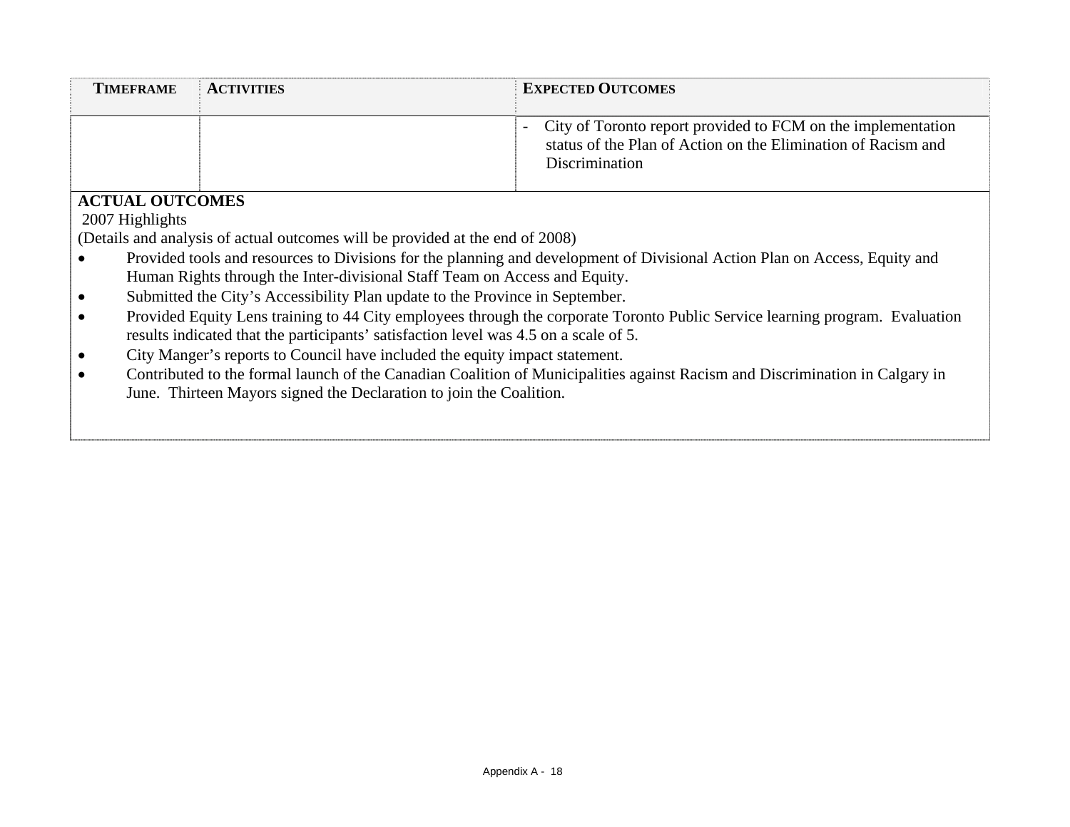| TIMEFRAME | ACTIVITIES | EXPECTED OUTCOMES |
|---|---|---|
| | | - City of Toronto report provided to FCM on the implementation status of the Plan of Action on the Elimination of Racism and Discrimination |

**ACTUAL OUTCOMES**

2007 Highlights

(Details and analysis of actual outcomes will be provided at the end of 2008)

- Provided tools and resources to Divisions for the planning and development of Divisional Action Plan on Access, Equity and Human Rights through the Inter-divisional Staff Team on Access and Equity.
- Submitted the City's Accessibility Plan update to the Province in September.
- Provided Equity Lens training to 44 City employees through the corporate Toronto Public Service learning program. Evaluation results indicated that the participants' satisfaction level was 4.5 on a scale of 5.
- City Manger's reports to Council have included the equity impact statement.
- Contributed to the formal launch of the Canadian Coalition of Municipalities against Racism and Discrimination in Calgary in June. Thirteen Mayors signed the Declaration to join the Coalition.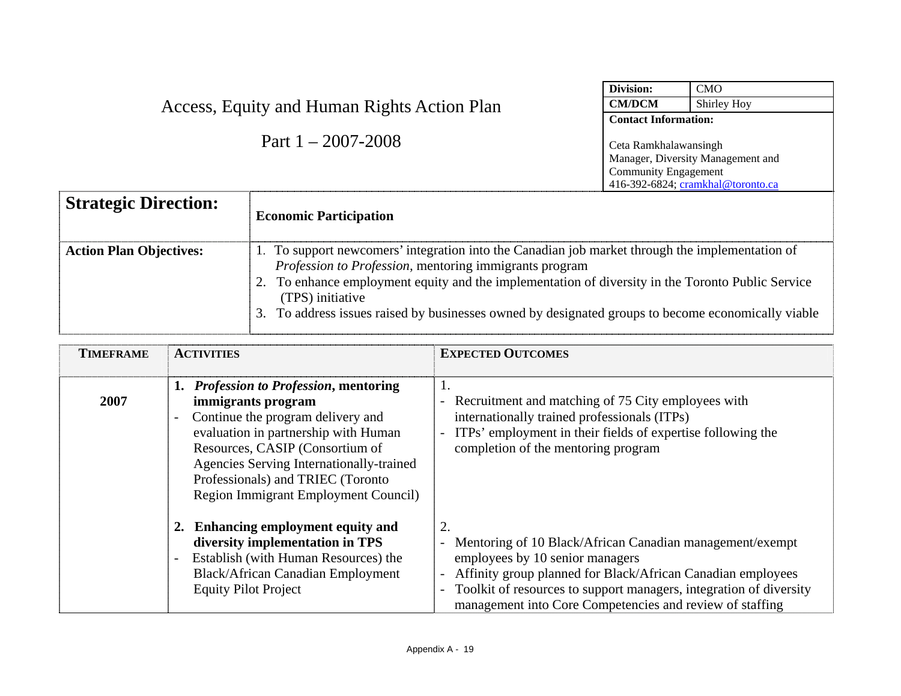# Access, Equity and Human Rights Action Plan

## Part 1 – 2007-2008

| Division: | CMO |
| --- | --- |
| CM/DCM | Shirley Hoy |
| **Contact Information:** Ceta Ramkhalawansingh, Manager, Diversity Management and Community Engagement, 416-392-6824; cramkhal@toronto.ca | |

| **Strategic Direction:** | **Economic Participation** |
| --- | --- |
| **Action Plan Objectives:** | 1. To support newcomers' integration into the Canadian job market through the implementation of *Profession to Profession*, mentoring immigrants program<br>2. To enhance employment equity and the implementation of diversity in the Toronto Public Service (TPS) initiative<br>3. To address issues raised by businesses owned by designated groups to become economically viable |

| TIMEFRAME | ACTIVITIES | EXPECTED OUTCOMES |
| --- | --- | --- |
| **2007** | **1. *Profession to Profession*, mentoring immigrants program**<br>- Continue the program delivery and evaluation in partnership with Human Resources, CASIP (Consortium of Agencies Serving Internationally-trained Professionals) and TRIEC (Toronto Region Immigrant Employment Council)<br><br>**2. Enhancing employment equity and diversity implementation in TPS**<br>- Establish (with Human Resources) the Black/African Canadian Employment Equity Pilot Project | 1.<br>- Recruitment and matching of 75 City employees with internationally trained professionals (ITPs)<br>- ITPs' employment in their fields of expertise following the completion of the mentoring program<br><br>2.<br>- Mentoring of 10 Black/African Canadian management/exempt employees by 10 senior managers<br>- Affinity group planned for Black/African Canadian employees<br>- Toolkit of resources to support managers, integration of diversity management into Core Competencies and review of staffing |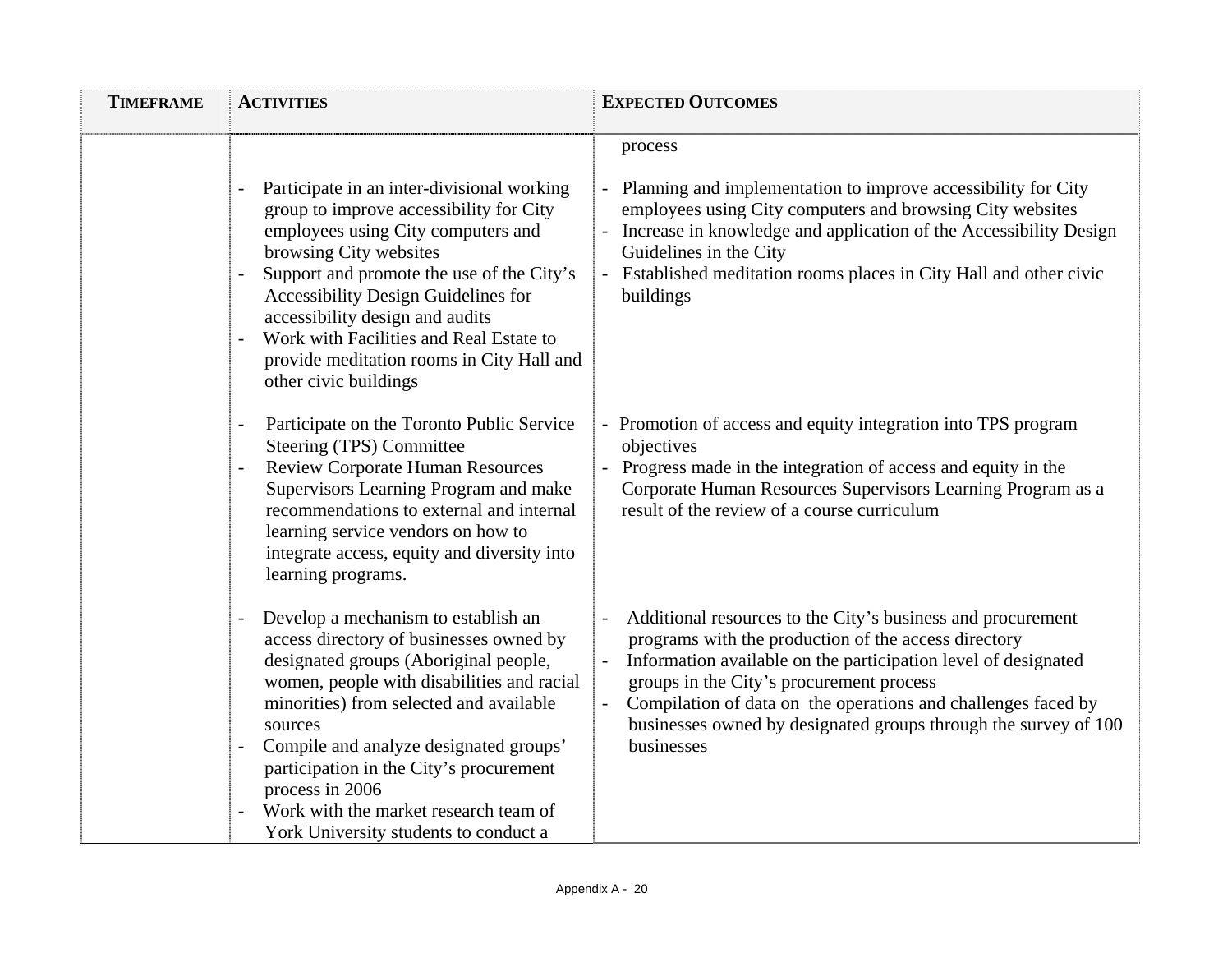| TIMEFRAME | ACTIVITIES | EXPECTED OUTCOMES |
|---|---|---|
| | | process |
| | - Participate in an inter-divisional working group to improve accessibility for City employees using City computers and browsing City websites<br>- Support and promote the use of the City's Accessibility Design Guidelines for accessibility design and audits<br>- Work with Facilities and Real Estate to provide meditation rooms in City Hall and other civic buildings | - Planning and implementation to improve accessibility for City employees using City computers and browsing City websites<br>- Increase in knowledge and application of the Accessibility Design Guidelines in the City<br>- Established meditation rooms places in City Hall and other civic buildings |
| | - Participate on the Toronto Public Service Steering (TPS) Committee<br>- Review Corporate Human Resources Supervisors Learning Program and make recommendations to external and internal learning service vendors on how to integrate access, equity and diversity into learning programs. | - Promotion of access and equity integration into TPS program objectives<br>- Progress made in the integration of access and equity in the Corporate Human Resources Supervisors Learning Program as a result of the review of a course curriculum |
| | - Develop a mechanism to establish an access directory of businesses owned by designated groups (Aboriginal people, women, people with disabilities and racial minorities) from selected and available sources<br>- Compile and analyze designated groups' participation in the City's procurement process in 2006<br>- Work with the market research team of York University students to conduct a | - Additional resources to the City's business and procurement programs with the production of the access directory<br>- Information available on the participation level of designated groups in the City's procurement process<br>- Compilation of data on the operations and challenges faced by businesses owned by designated groups through the survey of 100 businesses |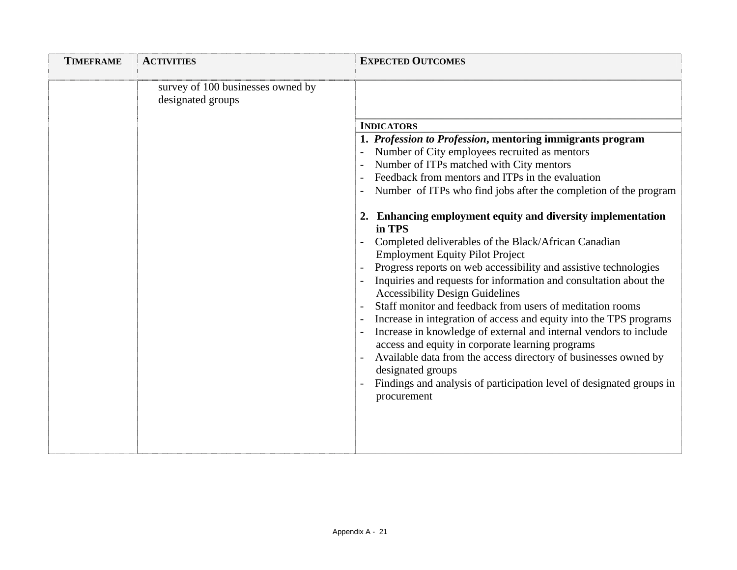| TIMEFRAME | ACTIVITIES | EXPECTED OUTCOMES |
|---|---|---|
| | survey of 100 businesses owned by designated groups | |
| | | **INDICATORS** |
| | | **1. *Profession to Profession*, mentoring immigrants program**<br>- Number of City employees recruited as mentors<br>- Number of ITPs matched with City mentors<br>- Feedback from mentors and ITPs in the evaluation<br>- Number of ITPs who find jobs after the completion of the program<br><br>**2. Enhancing employment equity and diversity implementation in TPS**<br>- Completed deliverables of the Black/African Canadian Employment Equity Pilot Project<br>- Progress reports on web accessibility and assistive technologies<br>- Inquiries and requests for information and consultation about the Accessibility Design Guidelines<br>- Staff monitor and feedback from users of meditation rooms<br>- Increase in integration of access and equity into the TPS programs<br>- Increase in knowledge of external and internal vendors to include access and equity in corporate learning programs<br>- Available data from the access directory of businesses owned by designated groups<br>- Findings and analysis of participation level of designated groups in procurement |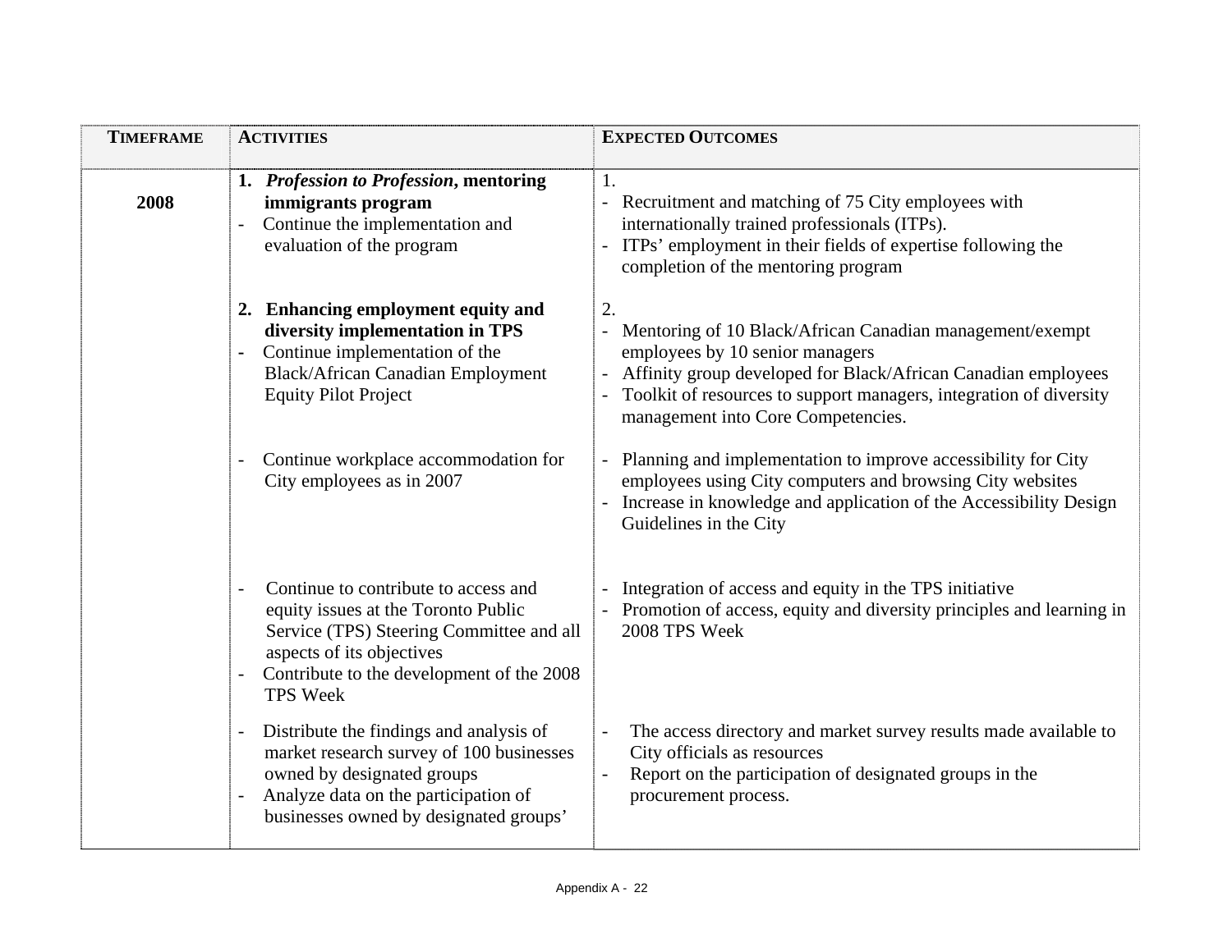| TIMEFRAME | ACTIVITIES | EXPECTED OUTCOMES |
|---|---|---|
| 2008 | **1. *Profession to Profession*, mentoring immigrants program**<br>- Continue the implementation and evaluation of the program | 1.<br>- Recruitment and matching of 75 City employees with internationally trained professionals (ITPs).<br>- ITPs' employment in their fields of expertise following the completion of the mentoring program |
| | **2. Enhancing employment equity and diversity implementation in TPS**<br>- Continue implementation of the Black/African Canadian Employment Equity Pilot Project | 2.<br>- Mentoring of 10 Black/African Canadian management/exempt employees by 10 senior managers<br>- Affinity group developed for Black/African Canadian employees<br>- Toolkit of resources to support managers, integration of diversity management into Core Competencies. |
| | - Continue workplace accommodation for City employees as in 2007 | - Planning and implementation to improve accessibility for City employees using City computers and browsing City websites<br>- Increase in knowledge and application of the Accessibility Design Guidelines in the City |
| | - Continue to contribute to access and equity issues at the Toronto Public Service (TPS) Steering Committee and all aspects of its objectives<br>- Contribute to the development of the 2008 TPS Week | - Integration of access and equity in the TPS initiative<br>- Promotion of access, equity and diversity principles and learning in 2008 TPS Week |
| | - Distribute the findings and analysis of market research survey of 100 businesses owned by designated groups<br>- Analyze data on the participation of businesses owned by designated groups' | - The access directory and market survey results made available to City officials as resources<br>- Report on the participation of designated groups in the procurement process. |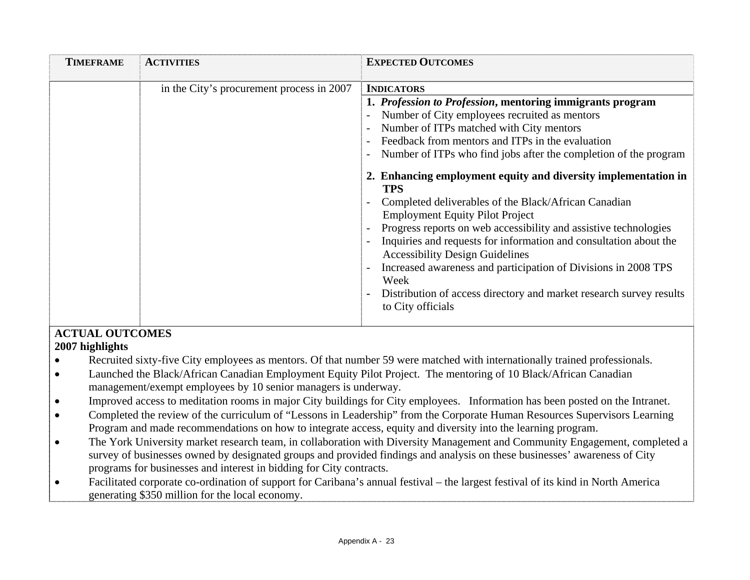| TIMEFRAME | ACTIVITIES | EXPECTED OUTCOMES |
|---|---|---|
| | in the City's procurement process in 2007 | **INDICATORS**<br>**1. *Profession to Profession*, mentoring immigrants program**<br>- Number of City employees recruited as mentors<br>- Number of ITPs matched with City mentors<br>- Feedback from mentors and ITPs in the evaluation<br>- Number of ITPs who find jobs after the completion of the program<br><br>**2. Enhancing employment equity and diversity implementation in TPS**<br>- Completed deliverables of the Black/African Canadian Employment Equity Pilot Project<br>- Progress reports on web accessibility and assistive technologies<br>- Inquiries and requests for information and consultation about the Accessibility Design Guidelines<br>- Increased awareness and participation of Divisions in 2008 TPS Week<br>- Distribution of access directory and market research survey results to City officials |

**ACTUAL OUTCOMES**

**2007 highlights**

- Recruited sixty-five City employees as mentors. Of that number 59 were matched with internationally trained professionals.
- Launched the Black/African Canadian Employment Equity Pilot Project. The mentoring of 10 Black/African Canadian management/exempt employees by 10 senior managers is underway.
- Improved access to meditation rooms in major City buildings for City employees. Information has been posted on the Intranet.
- Completed the review of the curriculum of "Lessons in Leadership" from the Corporate Human Resources Supervisors Learning Program and made recommendations on how to integrate access, equity and diversity into the learning program.
- The York University market research team, in collaboration with Diversity Management and Community Engagement, completed a survey of businesses owned by designated groups and provided findings and analysis on these businesses' awareness of City programs for businesses and interest in bidding for City contracts.
- Facilitated corporate co-ordination of support for Caribana's annual festival – the largest festival of its kind in North America generating $350 million for the local economy.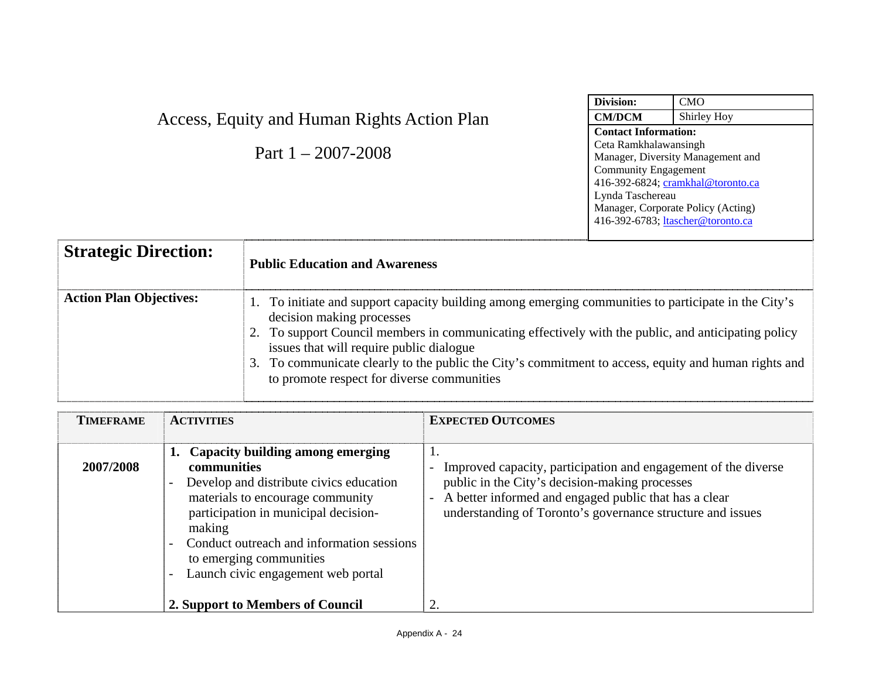# Access, Equity and Human Rights Action Plan

## Part 1 – 2007-2008

| Division: | CMO |
|---|---|
| CM/DCM | Shirley Hoy |
| **Contact Information:** Ceta Ramkhalawansingh, Manager, Diversity Management and Community Engagement, 416-392-6824; cramkhal@toronto.ca; Lynda Taschereau, Manager, Corporate Policy (Acting), 416-392-6783; ltascher@toronto.ca | |

| **Strategic Direction:** | **Public Education and Awareness** |
|---|---|
| **Action Plan Objectives:** | 1. To initiate and support capacity building among emerging communities to participate in the City's decision making processes<br>2. To support Council members in communicating effectively with the public, and anticipating policy issues that will require public dialogue<br>3. To communicate clearly to the public the City's commitment to access, equity and human rights and to promote respect for diverse communities |

| TIMEFRAME | ACTIVITIES | EXPECTED OUTCOMES |
|---|---|---|
| **2007/2008** | **1. Capacity building among emerging communities**<br>- Develop and distribute civics education materials to encourage community participation in municipal decision-making<br>- Conduct outreach and information sessions to emerging communities<br>- Launch civic engagement web portal | 1.<br>- Improved capacity, participation and engagement of the diverse public in the City's decision-making processes<br>- A better informed and engaged public that has a clear understanding of Toronto's governance structure and issues |
| | **2. Support to Members of Council** | 2. |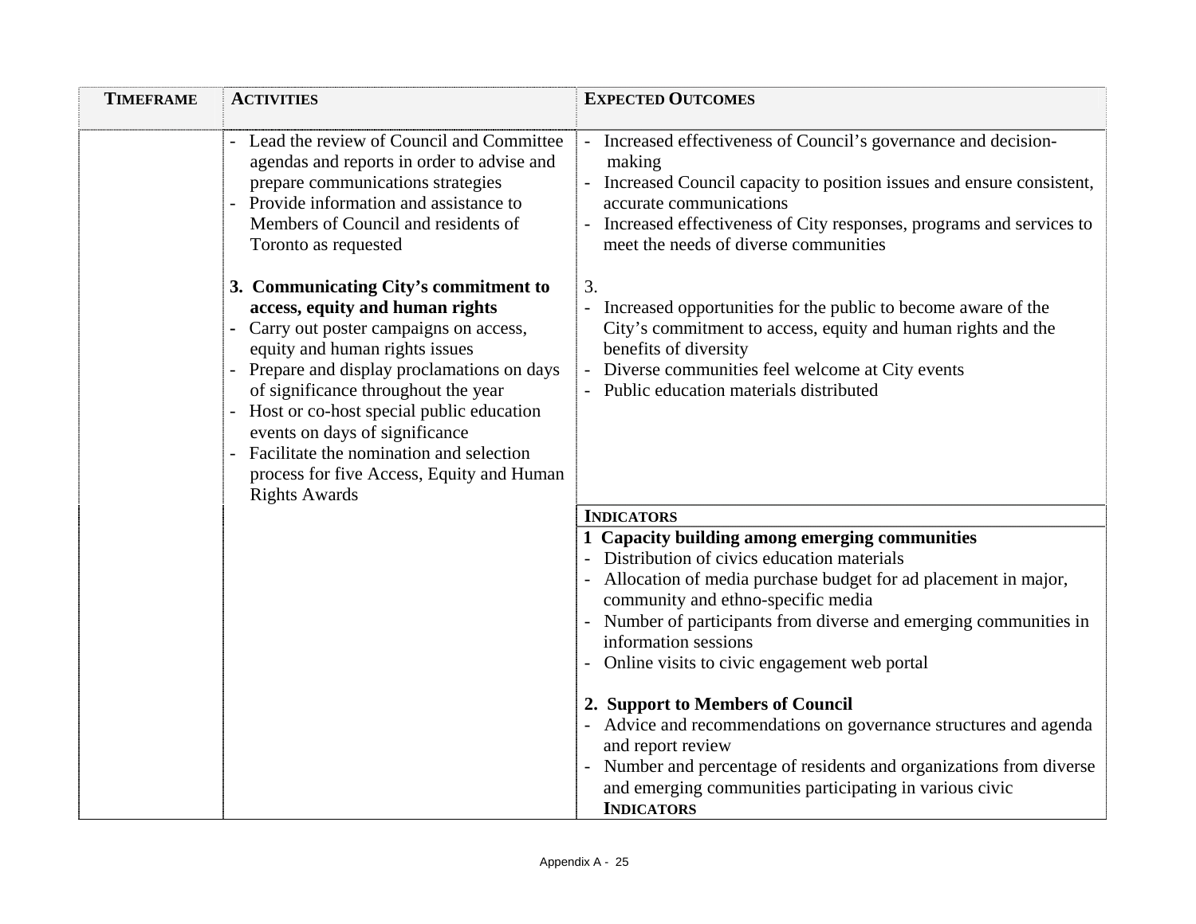| TIMEFRAME | ACTIVITIES | EXPECTED OUTCOMES |
|---|---|---|
| | - Lead the review of Council and Committee agendas and reports in order to advise and prepare communications strategies<br>- Provide information and assistance to Members of Council and residents of Toronto as requested<br><br>**3. Communicating City's commitment to access, equity and human rights**<br>- Carry out poster campaigns on access, equity and human rights issues<br>- Prepare and display proclamations on days of significance throughout the year<br>- Host or co-host special public education events on days of significance<br>- Facilitate the nomination and selection process for five Access, Equity and Human Rights Awards | - Increased effectiveness of Council's governance and decision-making<br>- Increased Council capacity to position issues and ensure consistent, accurate communications<br>- Increased effectiveness of City responses, programs and services to meet the needs of diverse communities<br><br>3.<br>- Increased opportunities for the public to become aware of the City's commitment to access, equity and human rights and the benefits of diversity<br>- Diverse communities feel welcome at City events<br>- Public education materials distributed |
| | | **INDICATORS** |
| | | **1 Capacity building among emerging communities**<br>- Distribution of civics education materials<br>- Allocation of media purchase budget for ad placement in major, community and ethno-specific media<br>- Number of participants from diverse and emerging communities in information sessions<br>- Online visits to civic engagement web portal<br><br>**2. Support to Members of Council**<br>- Advice and recommendations on governance structures and agenda and report review<br>- Number and percentage of residents and organizations from diverse and emerging communities participating in various civic<br>**INDICATORS** |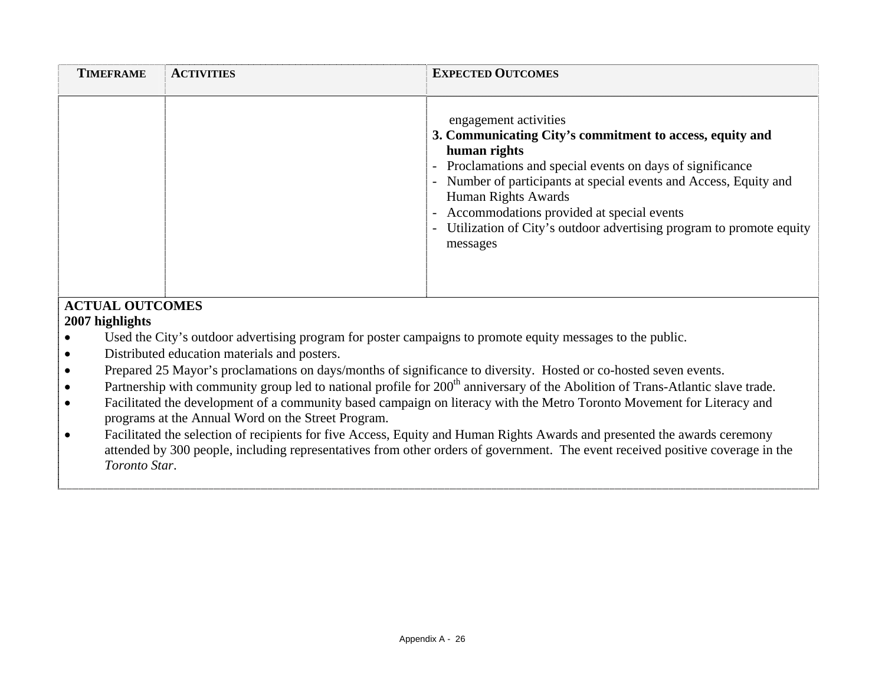| TIMEFRAME | ACTIVITIES | EXPECTED OUTCOMES |
|---|---|---|
| | | engagement activities<br>**3. Communicating City's commitment to access, equity and human rights**<br>- Proclamations and special events on days of significance<br>- Number of participants at special events and Access, Equity and Human Rights Awards<br>- Accommodations provided at special events<br>- Utilization of City's outdoor advertising program to promote equity messages |

**ACTUAL OUTCOMES**

**2007 highlights**

- Used the City's outdoor advertising program for poster campaigns to promote equity messages to the public.
- Distributed education materials and posters.
- Prepared 25 Mayor's proclamations on days/months of significance to diversity. Hosted or co-hosted seven events.
- Partnership with community group led to national profile for 200th anniversary of the Abolition of Trans-Atlantic slave trade.
- Facilitated the development of a community based campaign on literacy with the Metro Toronto Movement for Literacy and programs at the Annual Word on the Street Program.
- Facilitated the selection of recipients for five Access, Equity and Human Rights Awards and presented the awards ceremony attended by 300 people, including representatives from other orders of government. The event received positive coverage in the *Toronto Star*.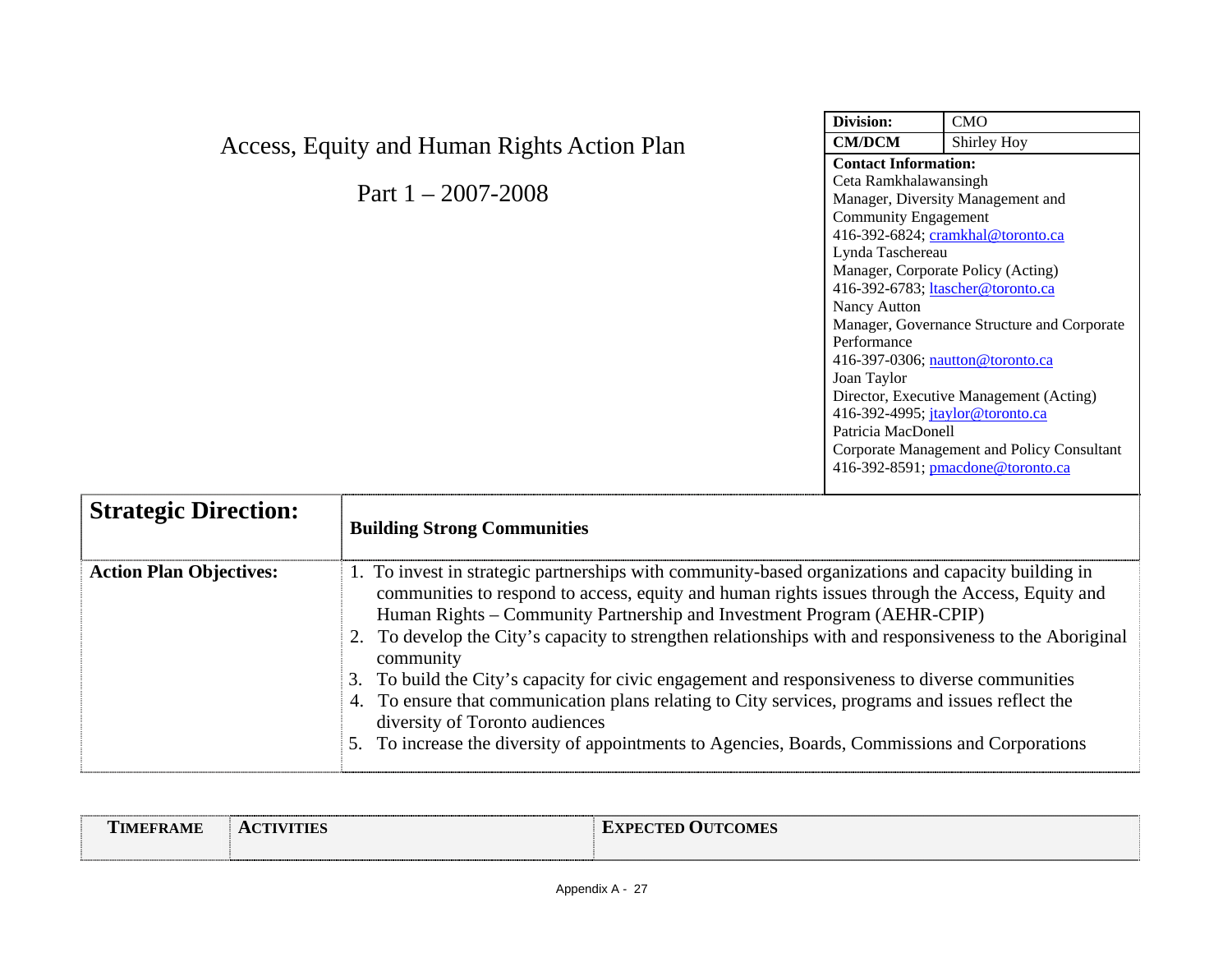# Access, Equity and Human Rights Action Plan

## Part 1 – 2007-2008

| Division: | CMO |
|---|---|
| CM/DCM | Shirley Hoy |
| **Contact Information:**<br>Ceta Ramkhalawansingh<br>Manager, Diversity Management and Community Engagement<br>416-392-6824; cramkhal@toronto.ca<br>Lynda Taschereau<br>Manager, Corporate Policy (Acting)<br>416-392-6783; ltascher@toronto.ca<br>Nancy Autton<br>Manager, Governance Structure and Corporate Performance<br>416-397-0306; nautton@toronto.ca<br>Joan Taylor<br>Director, Executive Management (Acting)<br>416-392-4995; jtaylor@toronto.ca<br>Patricia MacDonell<br>Corporate Management and Policy Consultant<br>416-392-8591; pmacdone@toronto.ca | |

| **Strategic Direction:** | **Building Strong Communities** |
|---|---|
| **Action Plan Objectives:** | 1. To invest in strategic partnerships with community-based organizations and capacity building in communities to respond to access, equity and human rights issues through the Access, Equity and Human Rights – Community Partnership and Investment Program (AEHR-CPIP)<br>2. To develop the City's capacity to strengthen relationships with and responsiveness to the Aboriginal community<br>3. To build the City's capacity for civic engagement and responsiveness to diverse communities<br>4. To ensure that communication plans relating to City services, programs and issues reflect the diversity of Toronto audiences<br>5. To increase the diversity of appointments to Agencies, Boards, Commissions and Corporations |

| TIMEFRAME | ACTIVITIES | EXPECTED OUTCOMES |
|---|---|---|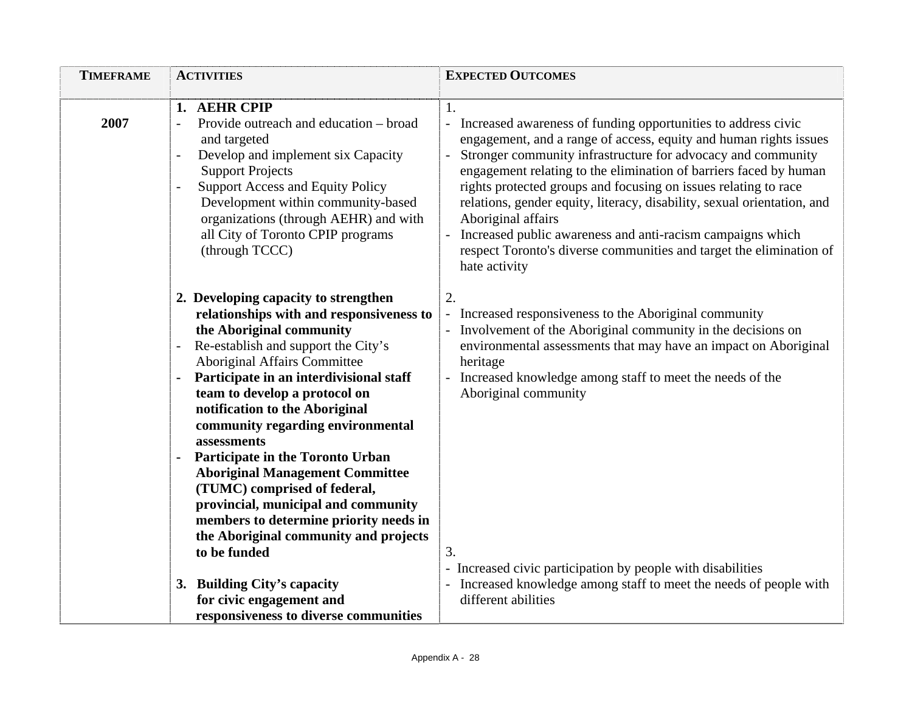| TIMEFRAME | ACTIVITIES | EXPECTED OUTCOMES |
|---|---|---|
| 2007 | **1. AEHR CPIP**<br>- Provide outreach and education – broad and targeted<br>- Develop and implement six Capacity Support Projects<br>- Support Access and Equity Policy Development within community-based organizations (through AEHR) and with all City of Toronto CPIP programs (through TCCC) | 1.<br>- Increased awareness of funding opportunities to address civic engagement, and a range of access, equity and human rights issues<br>- Stronger community infrastructure for advocacy and community engagement relating to the elimination of barriers faced by human rights protected groups and focusing on issues relating to race relations, gender equity, literacy, disability, sexual orientation, and Aboriginal affairs<br>- Increased public awareness and anti-racism campaigns which respect Toronto's diverse communities and target the elimination of hate activity |
| | **2. Developing capacity to strengthen relationships with and responsiveness to the Aboriginal community**<br>- Re-establish and support the City's Aboriginal Affairs Committee<br>- **Participate in an interdivisional staff team to develop a protocol on notification to the Aboriginal community regarding environmental assessments**<br>- **Participate in the Toronto Urban Aboriginal Management Committee (TUMC) comprised of federal, provincial, municipal and community members to determine priority needs in the Aboriginal community and projects to be funded** | 2.<br>- Increased responsiveness to the Aboriginal community<br>- Involvement of the Aboriginal community in the decisions on environmental assessments that may have an impact on Aboriginal heritage<br>- Increased knowledge among staff to meet the needs of the Aboriginal community |
| | **3. Building City's capacity for civic engagement and responsiveness to diverse communities** | 3.<br>- Increased civic participation by people with disabilities<br>- Increased knowledge among staff to meet the needs of people with different abilities |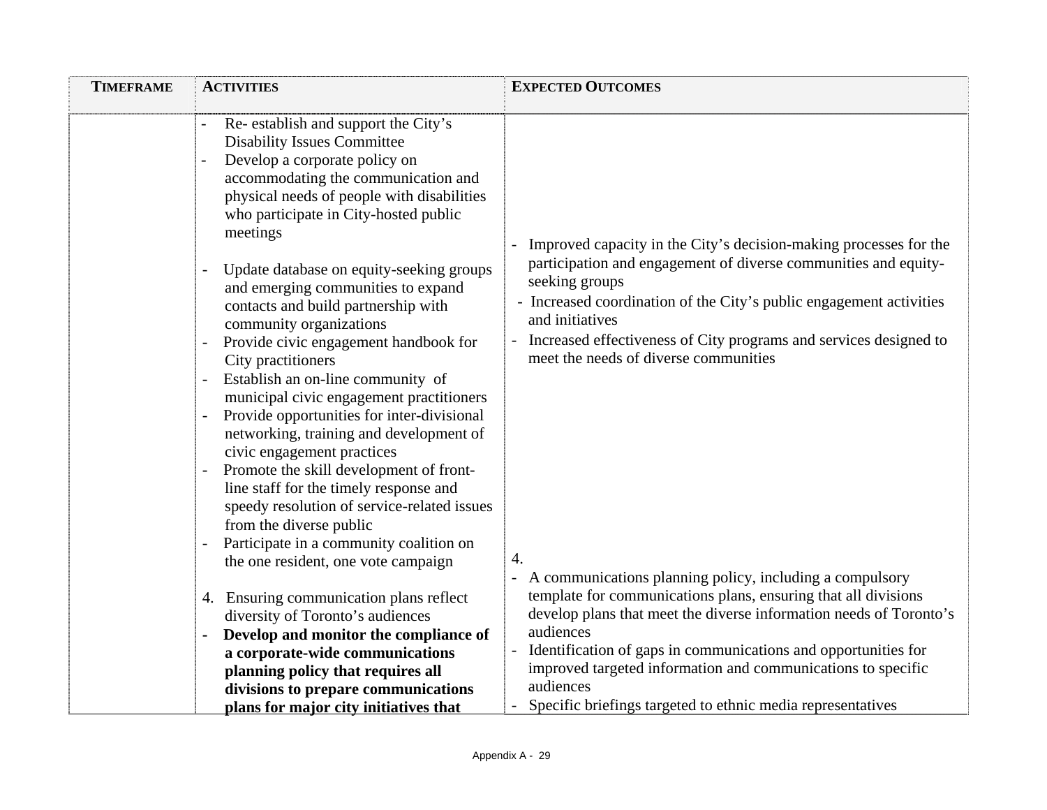| TIMEFRAME | ACTIVITIES | EXPECTED OUTCOMES |
|---|---|---|
| | - Re- establish and support the City's Disability Issues Committee<br>- Develop a corporate policy on accommodating the communication and physical needs of people with disabilities who participate in City-hosted public meetings<br><br>- Update database on equity-seeking groups and emerging communities to expand contacts and build partnership with community organizations<br>- Provide civic engagement handbook for City practitioners<br>- Establish an on-line community of municipal civic engagement practitioners<br>- Provide opportunities for inter-divisional networking, training and development of civic engagement practices<br>- Promote the skill development of front-line staff for the timely response and speedy resolution of service-related issues from the diverse public<br>- Participate in a community coalition on the one resident, one vote campaign | - Improved capacity in the City's decision-making processes for the participation and engagement of diverse communities and equity-seeking groups<br>- Increased coordination of the City's public engagement activities and initiatives<br>- Increased effectiveness of City programs and services designed to meet the needs of diverse communities |
| | 4. Ensuring communication plans reflect diversity of Toronto's audiences<br>- **Develop and monitor the compliance of a corporate-wide communications planning policy that requires all divisions to prepare communications plans for major city initiatives that** | 4.<br>- A communications planning policy, including a compulsory template for communications plans, ensuring that all divisions develop plans that meet the diverse information needs of Toronto's audiences<br>- Identification of gaps in communications and opportunities for improved targeted information and communications to specific audiences<br>- Specific briefings targeted to ethnic media representatives |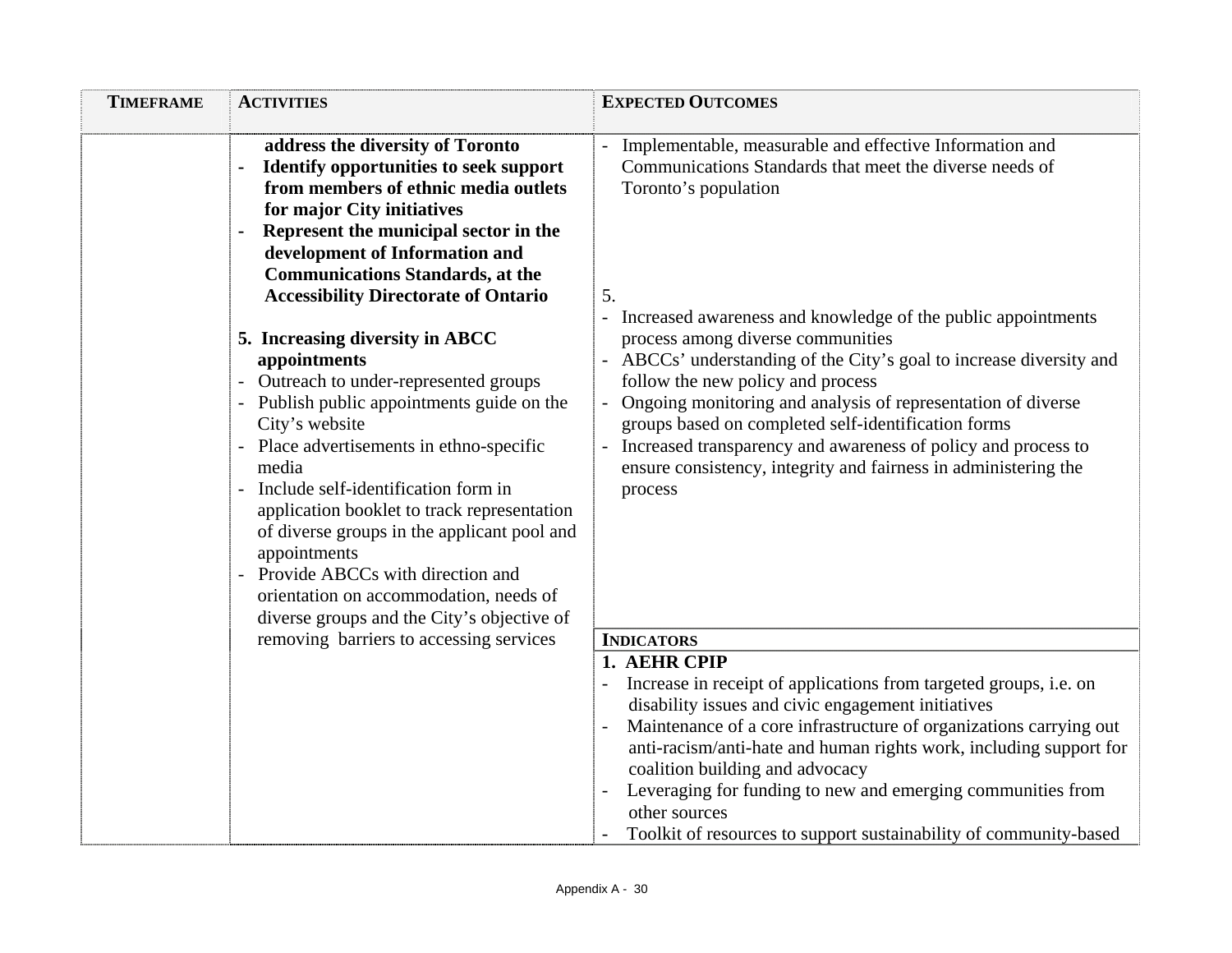| TIMEFRAME | ACTIVITIES | EXPECTED OUTCOMES |
|---|---|---|
| | **address the diversity of Toronto**<br>- **Identify opportunities to seek support from members of ethnic media outlets for major City initiatives**<br>- **Represent the municipal sector in the development of Information and Communications Standards, at the Accessibility Directorate of Ontario** | - Implementable, measurable and effective Information and Communications Standards that meet the diverse needs of Toronto's population |
| | **5. Increasing diversity in ABCC appointments**<br>- Outreach to under-represented groups<br>- Publish public appointments guide on the City's website<br>- Place advertisements in ethno-specific media<br>- Include self-identification form in application booklet to track representation of diverse groups in the applicant pool and appointments<br>- Provide ABCCs with direction and orientation on accommodation, needs of diverse groups and the City's objective of removing barriers to accessing services | 5.<br>- Increased awareness and knowledge of the public appointments process among diverse communities<br>- ABCCs' understanding of the City's goal to increase diversity and follow the new policy and process<br>- Ongoing monitoring and analysis of representation of diverse groups based on completed self-identification forms<br>- Increased transparency and awareness of policy and process to ensure consistency, integrity and fairness in administering the process |
| | | **INDICATORS** |
| | | **1. AEHR CPIP**<br>- Increase in receipt of applications from targeted groups, i.e. on disability issues and civic engagement initiatives<br>- Maintenance of a core infrastructure of organizations carrying out anti-racism/anti-hate and human rights work, including support for coalition building and advocacy<br>- Leveraging for funding to new and emerging communities from other sources<br>- Toolkit of resources to support sustainability of community-based |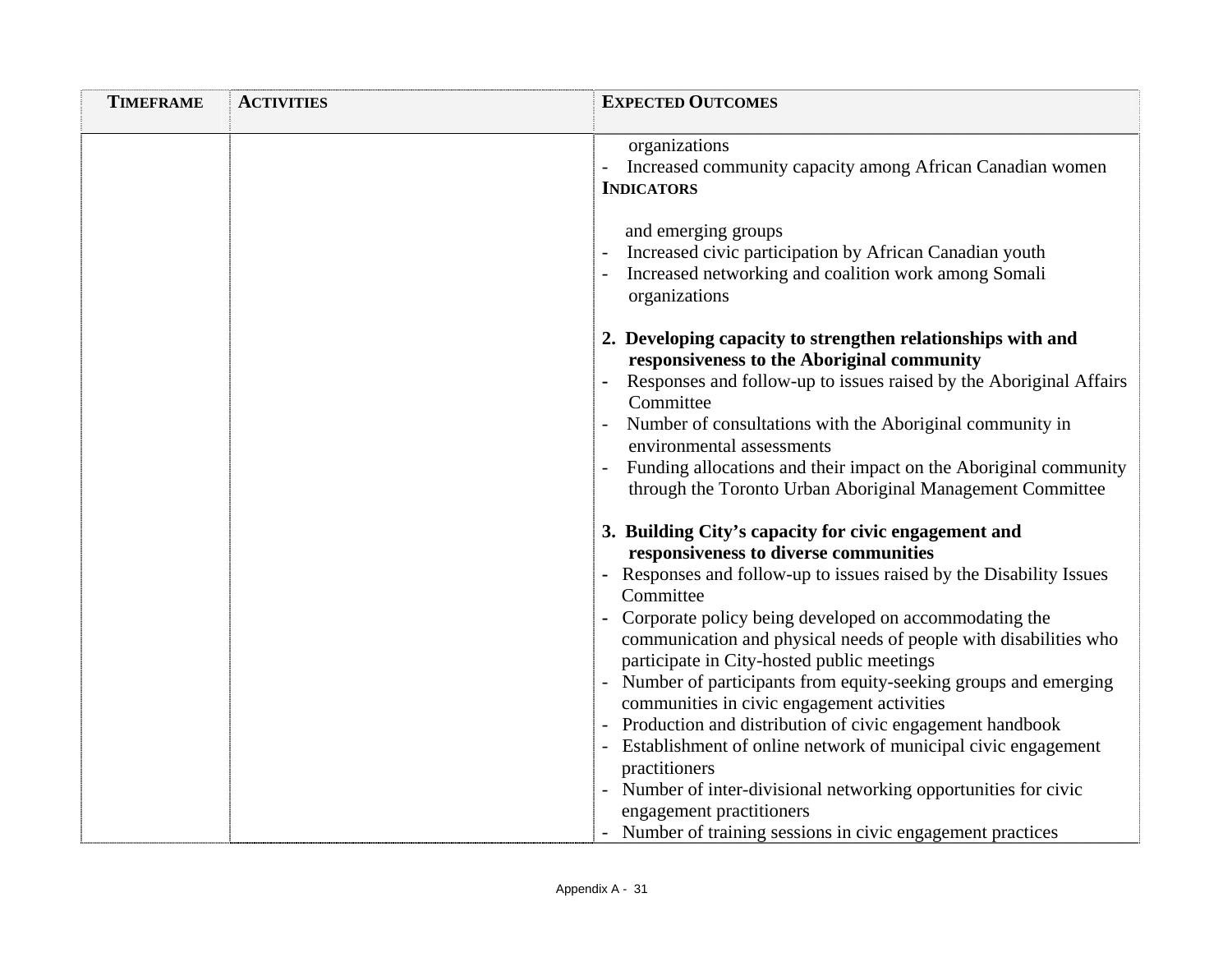| TIMEFRAME | ACTIVITIES | EXPECTED OUTCOMES |
|---|---|---|
| | | organizations<br>- Increased community capacity among African Canadian women<br>**INDICATORS**<br><br>and emerging groups<br>- Increased civic participation by African Canadian youth<br>- Increased networking and coalition work among Somali organizations<br><br>**2. Developing capacity to strengthen relationships with and responsiveness to the Aboriginal community**<br>- Responses and follow-up to issues raised by the Aboriginal Affairs Committee<br>- Number of consultations with the Aboriginal community in environmental assessments<br>- Funding allocations and their impact on the Aboriginal community through the Toronto Urban Aboriginal Management Committee<br><br>**3. Building City's capacity for civic engagement and responsiveness to diverse communities**<br>- Responses and follow-up to issues raised by the Disability Issues Committee<br>- Corporate policy being developed on accommodating the communication and physical needs of people with disabilities who participate in City-hosted public meetings<br>- Number of participants from equity-seeking groups and emerging communities in civic engagement activities<br>- Production and distribution of civic engagement handbook<br>- Establishment of online network of municipal civic engagement practitioners<br>- Number of inter-divisional networking opportunities for civic engagement practitioners<br>- Number of training sessions in civic engagement practices |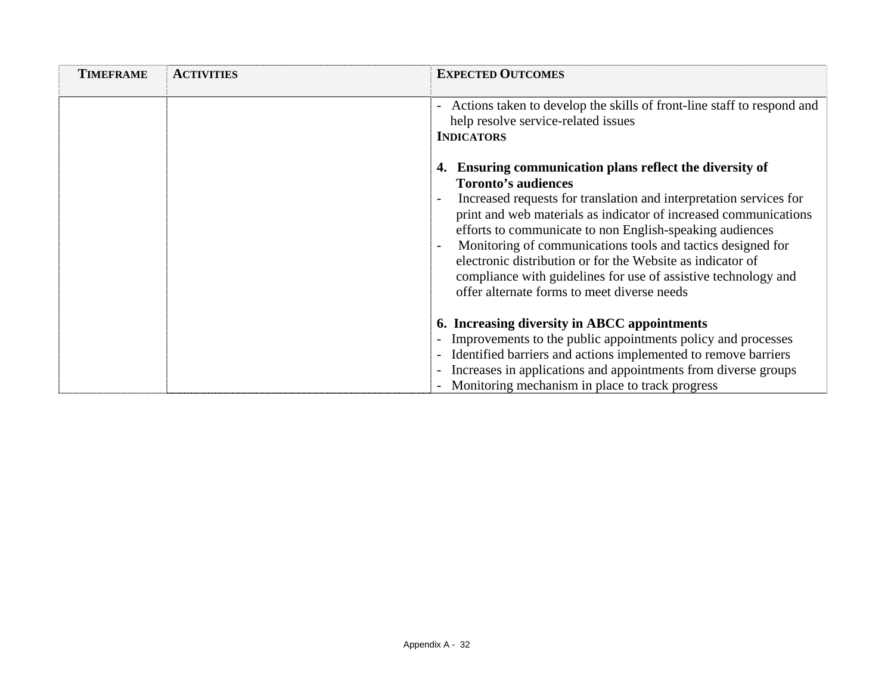| TIMEFRAME | ACTIVITIES | EXPECTED OUTCOMES |
|---|---|---|
| | | - Actions taken to develop the skills of front-line staff to respond and help resolve service-related issues<br>**INDICATORS**<br><br>**4. Ensuring communication plans reflect the diversity of Toronto's audiences**<br>- Increased requests for translation and interpretation services for print and web materials as indicator of increased communications efforts to communicate to non English-speaking audiences<br>- Monitoring of communications tools and tactics designed for electronic distribution or for the Website as indicator of compliance with guidelines for use of assistive technology and offer alternate forms to meet diverse needs<br><br>**6. Increasing diversity in ABCC appointments**<br>- Improvements to the public appointments policy and processes<br>- Identified barriers and actions implemented to remove barriers<br>- Increases in applications and appointments from diverse groups<br>- Monitoring mechanism in place to track progress |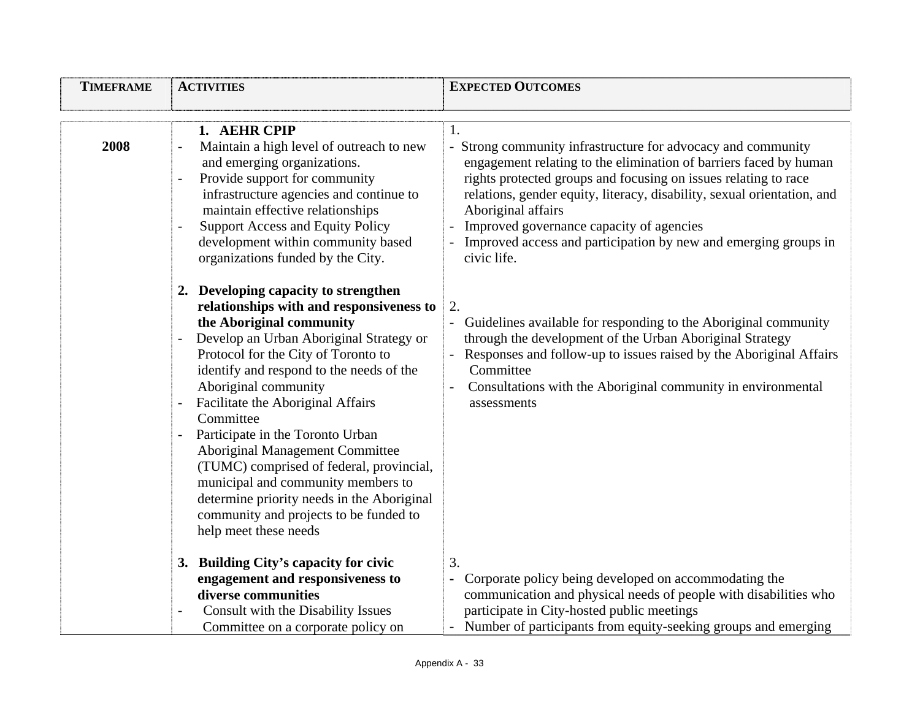| TIMEFRAME | ACTIVITIES | EXPECTED OUTCOMES |
|---|---|---|
| 2008 | **1. AEHR CPIP**<br>- Maintain a high level of outreach to new and emerging organizations.<br>- Provide support for community infrastructure agencies and continue to maintain effective relationships<br>- Support Access and Equity Policy development within community based organizations funded by the City. | 1.<br>- Strong community infrastructure for advocacy and community engagement relating to the elimination of barriers faced by human rights protected groups and focusing on issues relating to race relations, gender equity, literacy, disability, sexual orientation, and Aboriginal affairs<br>- Improved governance capacity of agencies<br>- Improved access and participation by new and emerging groups in civic life. |
| | **2. Developing capacity to strengthen relationships with and responsiveness to the Aboriginal community**<br>- Develop an Urban Aboriginal Strategy or Protocol for the City of Toronto to identify and respond to the needs of the Aboriginal community<br>- Facilitate the Aboriginal Affairs Committee<br>- Participate in the Toronto Urban Aboriginal Management Committee (TUMC) comprised of federal, provincial, municipal and community members to determine priority needs in the Aboriginal community and projects to be funded to help meet these needs | 2.<br>- Guidelines available for responding to the Aboriginal community through the development of the Urban Aboriginal Strategy<br>- Responses and follow-up to issues raised by the Aboriginal Affairs Committee<br>- Consultations with the Aboriginal community in environmental assessments |
| | **3. Building City's capacity for civic engagement and responsiveness to diverse communities**<br>- Consult with the Disability Issues Committee on a corporate policy on | 3.<br>- Corporate policy being developed on accommodating the communication and physical needs of people with disabilities who participate in City-hosted public meetings<br>- Number of participants from equity-seeking groups and emerging |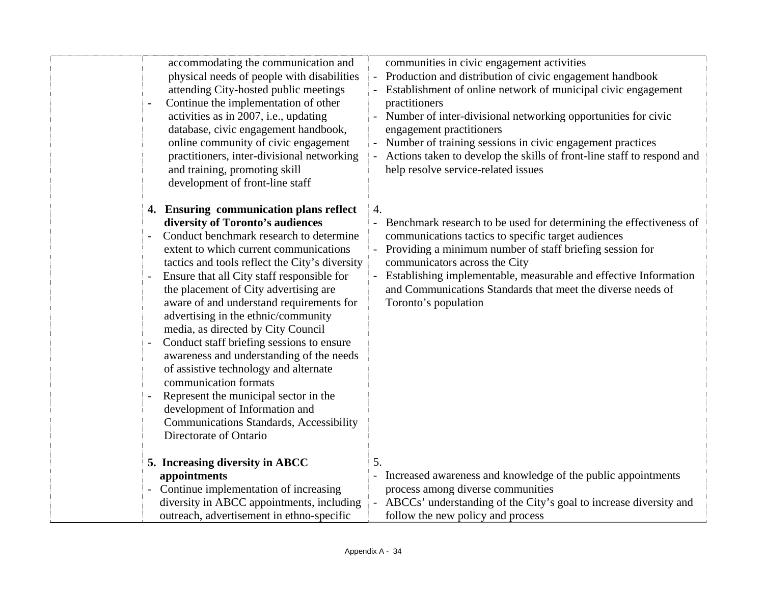| | | |
|---|---|---|
| | accommodating the communication and physical needs of people with disabilities attending City-hosted public meetings<br>- Continue the implementation of other activities as in 2007, i.e., updating database, civic engagement handbook, online community of civic engagement practitioners, inter-divisional networking and training, promoting skill development of front-line staff | communities in civic engagement activities<br>- Production and distribution of civic engagement handbook<br>- Establishment of online network of municipal civic engagement practitioners<br>- Number of inter-divisional networking opportunities for civic engagement practitioners<br>- Number of training sessions in civic engagement practices<br>- Actions taken to develop the skills of front-line staff to respond and help resolve service-related issues |
| | **4. Ensuring communication plans reflect diversity of Toronto's audiences**<br>- Conduct benchmark research to determine extent to which current communications tactics and tools reflect the City's diversity<br>- Ensure that all City staff responsible for the placement of City advertising are aware of and understand requirements for advertising in the ethnic/community media, as directed by City Council<br>- Conduct staff briefing sessions to ensure awareness and understanding of the needs of assistive technology and alternate communication formats<br>- Represent the municipal sector in the development of Information and Communications Standards, Accessibility Directorate of Ontario | 4.<br>- Benchmark research to be used for determining the effectiveness of communications tactics to specific target audiences<br>- Providing a minimum number of staff briefing session for communicators across the City<br>- Establishing implementable, measurable and effective Information and Communications Standards that meet the diverse needs of Toronto's population |
| | **5. Increasing diversity in ABCC appointments**<br>- Continue implementation of increasing diversity in ABCC appointments, including outreach, advertisement in ethno-specific | 5.<br>- Increased awareness and knowledge of the public appointments process among diverse communities<br>- ABCCs' understanding of the City's goal to increase diversity and follow the new policy and process |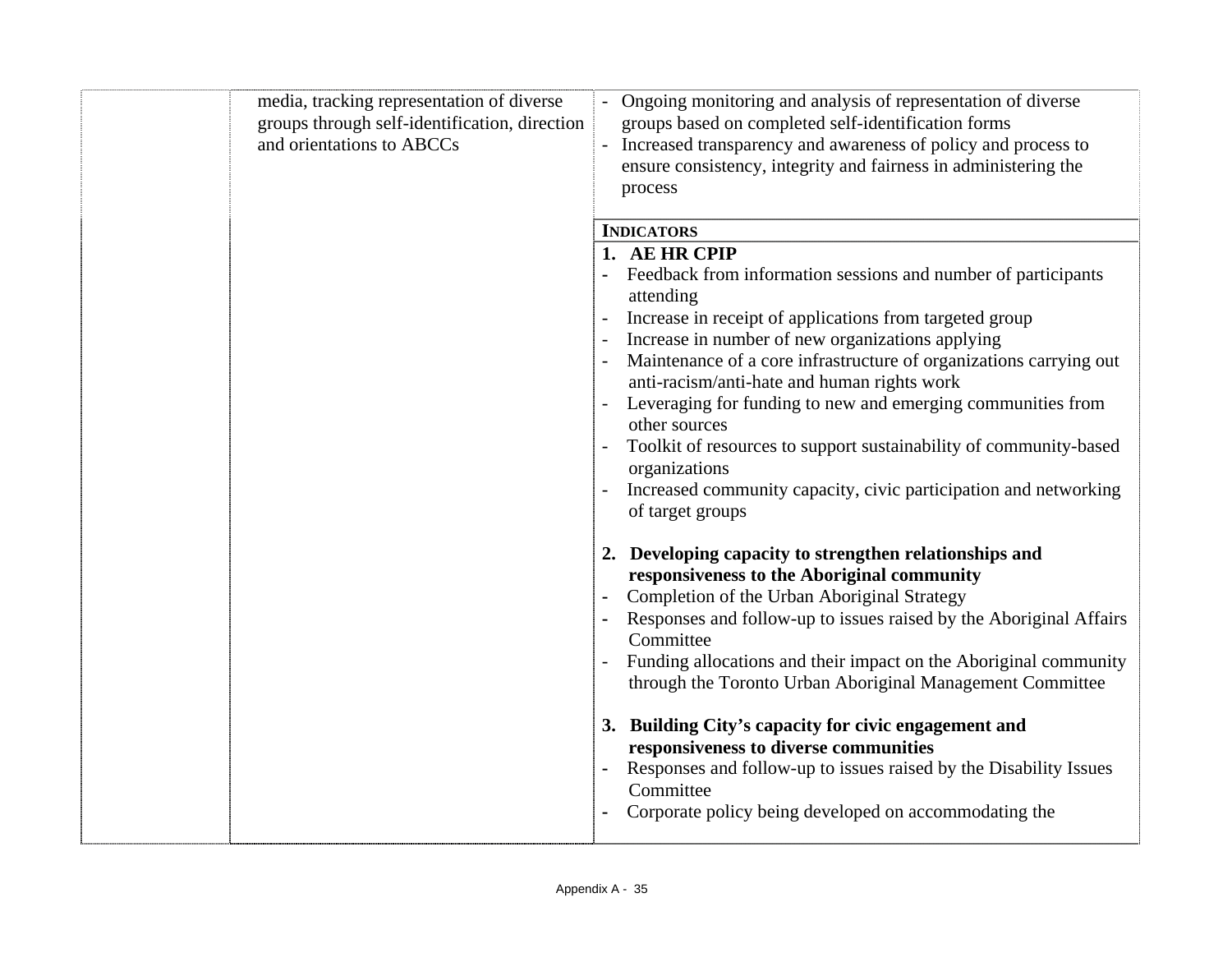| | | |
|---|---|---|
| | media, tracking representation of diverse groups through self-identification, direction and orientations to ABCCs | - Ongoing monitoring and analysis of representation of diverse groups based on completed self-identification forms<br>- Increased transparency and awareness of policy and process to ensure consistency, integrity and fairness in administering the process |
| | | **INDICATORS** |
| | | **1. AE HR CPIP**<br>- Feedback from information sessions and number of participants attending<br>- Increase in receipt of applications from targeted group<br>- Increase in number of new organizations applying<br>- Maintenance of a core infrastructure of organizations carrying out anti-racism/anti-hate and human rights work<br>- Leveraging for funding to new and emerging communities from other sources<br>- Toolkit of resources to support sustainability of community-based organizations<br>- Increased community capacity, civic participation and networking of target groups<br><br>**2. Developing capacity to strengthen relationships and responsiveness to the Aboriginal community**<br>- Completion of the Urban Aboriginal Strategy<br>- Responses and follow-up to issues raised by the Aboriginal Affairs Committee<br>- Funding allocations and their impact on the Aboriginal community through the Toronto Urban Aboriginal Management Committee<br><br>**3. Building City's capacity for civic engagement and responsiveness to diverse communities**<br>- Responses and follow-up to issues raised by the Disability Issues Committee<br>- Corporate policy being developed on accommodating the |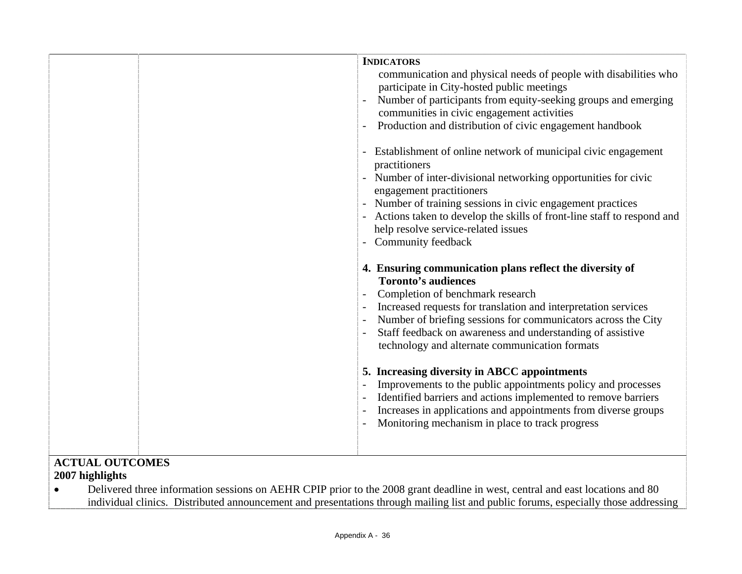| | | **INDICATORS** |
|---|---|---|
| | | communication and physical needs of people with disabilities who participate in City-hosted public meetings<br>- Number of participants from equity-seeking groups and emerging communities in civic engagement activities<br>- Production and distribution of civic engagement handbook<br><br>- Establishment of online network of municipal civic engagement practitioners<br>- Number of inter-divisional networking opportunities for civic engagement practitioners<br>- Number of training sessions in civic engagement practices<br>- Actions taken to develop the skills of front-line staff to respond and help resolve service-related issues<br>- Community feedback<br><br>**4. Ensuring communication plans reflect the diversity of Toronto's audiences**<br>- Completion of benchmark research<br>- Increased requests for translation and interpretation services<br>- Number of briefing sessions for communicators across the City<br>- Staff feedback on awareness and understanding of assistive technology and alternate communication formats<br><br>**5. Increasing diversity in ABCC appointments**<br>- Improvements to the public appointments policy and processes<br>- Identified barriers and actions implemented to remove barriers<br>- Increases in applications and appointments from diverse groups<br>- Monitoring mechanism in place to track progress |

**ACTUAL OUTCOMES**

**2007 highlights**

- Delivered three information sessions on AEHR CPIP prior to the 2008 grant deadline in west, central and east locations and 80 individual clinics. Distributed announcement and presentations through mailing list and public forums, especially those addressing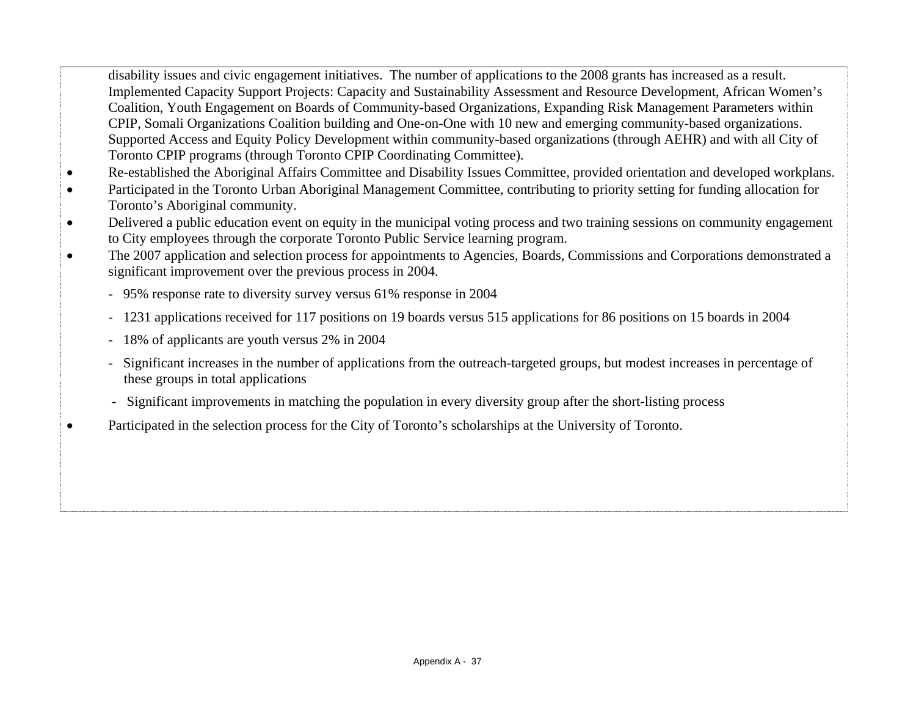disability issues and civic engagement initiatives. The number of applications to the 2008 grants has increased as a result. Implemented Capacity Support Projects: Capacity and Sustainability Assessment and Resource Development, African Women's Coalition, Youth Engagement on Boards of Community-based Organizations, Expanding Risk Management Parameters within CPIP, Somali Organizations Coalition building and One-on-One with 10 new and emerging community-based organizations. Supported Access and Equity Policy Development within community-based organizations (through AEHR) and with all City of Toronto CPIP programs (through Toronto CPIP Coordinating Committee).

- Re-established the Aboriginal Affairs Committee and Disability Issues Committee, provided orientation and developed workplans.
- Participated in the Toronto Urban Aboriginal Management Committee, contributing to priority setting for funding allocation for Toronto's Aboriginal community.
- Delivered a public education event on equity in the municipal voting process and two training sessions on community engagement to City employees through the corporate Toronto Public Service learning program.
- The 2007 application and selection process for appointments to Agencies, Boards, Commissions and Corporations demonstrated a significant improvement over the previous process in 2004.
  - 95% response rate to diversity survey versus 61% response in 2004
  - 1231 applications received for 117 positions on 19 boards versus 515 applications for 86 positions on 15 boards in 2004
  - 18% of applicants are youth versus 2% in 2004
  - Significant increases in the number of applications from the outreach-targeted groups, but modest increases in percentage of these groups in total applications
  - Significant improvements in matching the population in every diversity group after the short-listing process
- Participated in the selection process for the City of Toronto's scholarships at the University of Toronto.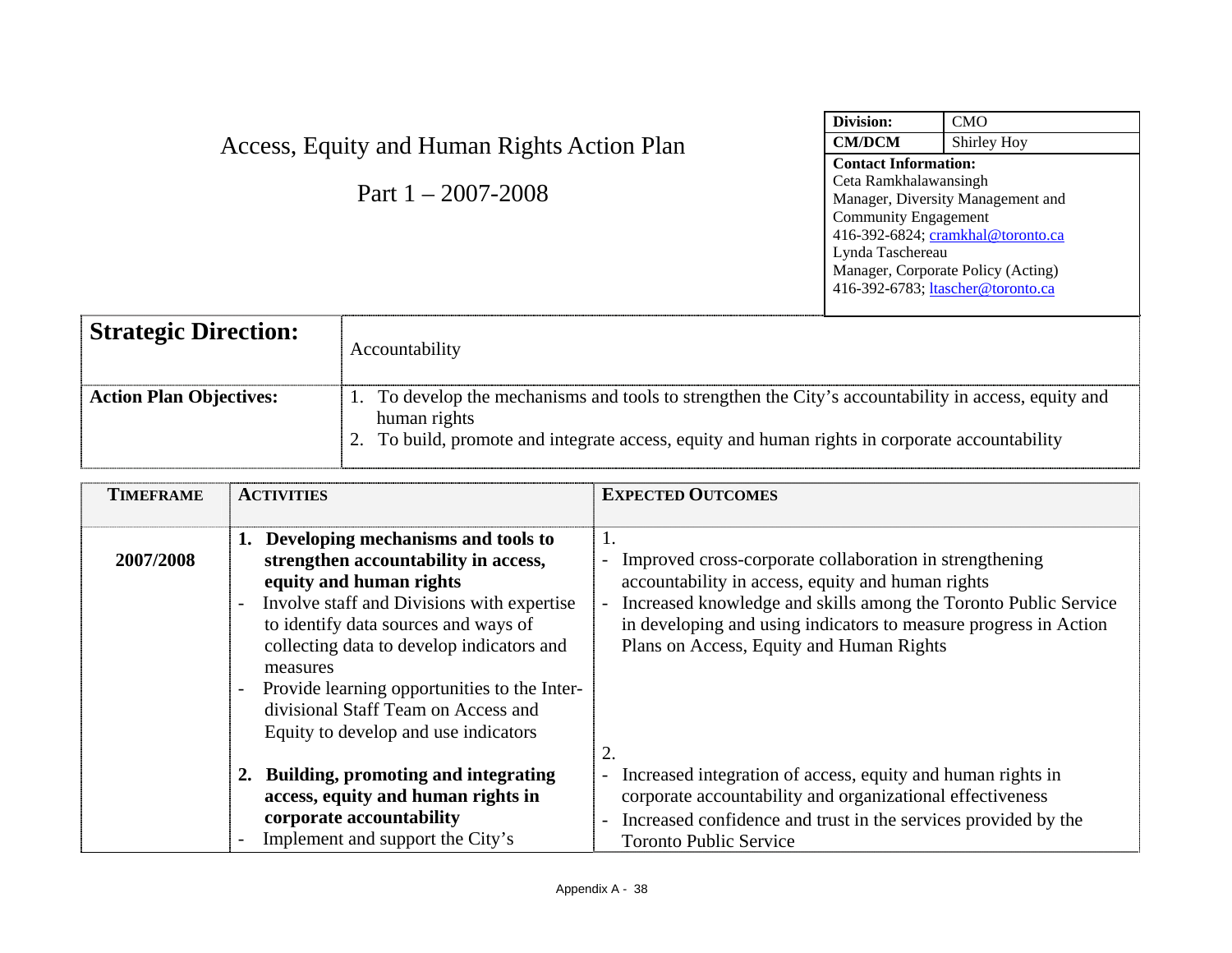# Access, Equity and Human Rights Action Plan

## Part 1 – 2007-2008

| **Division:** | CMO |
|---|---|
| **CM/DCM** | Shirley Hoy |
| **Contact Information:** Ceta Ramkhalawansingh, Manager, Diversity Management and Community Engagement, 416-392-6824; cramkhal@toronto.ca Lynda Taschereau, Manager, Corporate Policy (Acting), 416-392-6783; ltascher@toronto.ca | |

| **Strategic Direction:** | Accountability |
|---|---|
| **Action Plan Objectives:** | 1. To develop the mechanisms and tools to strengthen the City's accountability in access, equity and human rights<br>2. To build, promote and integrate access, equity and human rights in corporate accountability |

| TIMEFRAME | ACTIVITIES | EXPECTED OUTCOMES |
|---|---|---|
| **2007/2008** | **1. Developing mechanisms and tools to strengthen accountability in access, equity and human rights**<br>- Involve staff and Divisions with expertise to identify data sources and ways of collecting data to develop indicators and measures<br>- Provide learning opportunities to the Inter-divisional Staff Team on Access and Equity to develop and use indicators | 1.<br>- Improved cross-corporate collaboration in strengthening accountability in access, equity and human rights<br>- Increased knowledge and skills among the Toronto Public Service in developing and using indicators to measure progress in Action Plans on Access, Equity and Human Rights |
| | **2. Building, promoting and integrating access, equity and human rights in corporate accountability**<br>- Implement and support the City's | 2.<br>- Increased integration of access, equity and human rights in corporate accountability and organizational effectiveness<br>- Increased confidence and trust in the services provided by the Toronto Public Service |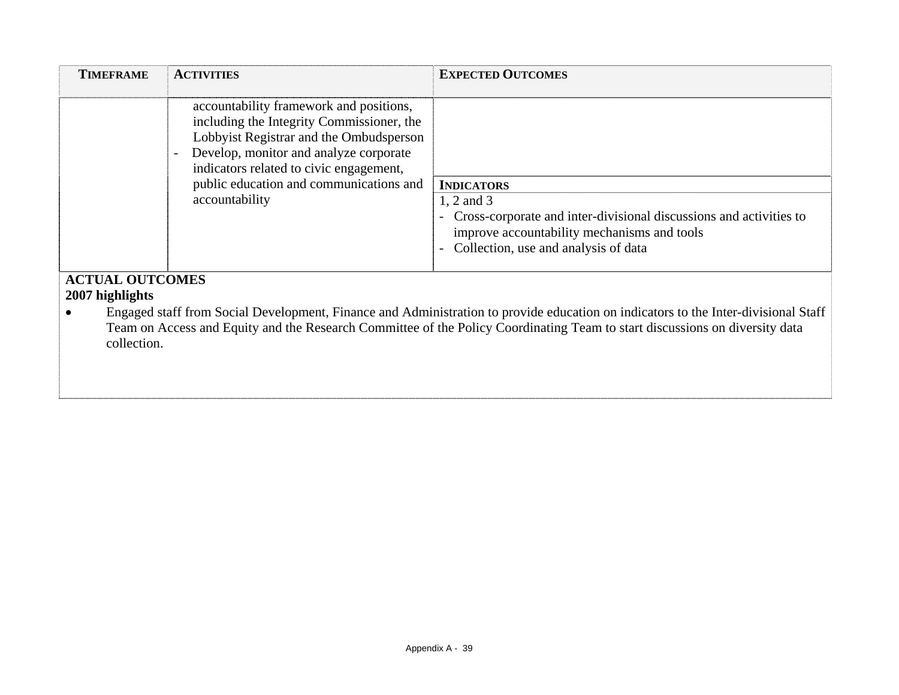| TIMEFRAME | ACTIVITIES | EXPECTED OUTCOMES |
|---|---|---|
| | accountability framework and positions, including the Integrity Commissioner, the Lobbyist Registrar and the Ombudsperson<br>- Develop, monitor and analyze corporate indicators related to civic engagement, public education and communications and accountability | |
| | | **INDICATORS** |
| | | 1, 2 and 3<br>- Cross-corporate and inter-divisional discussions and activities to improve accountability mechanisms and tools<br>- Collection, use and analysis of data |

**ACTUAL OUTCOMES**

**2007 highlights**

- Engaged staff from Social Development, Finance and Administration to provide education on indicators to the Inter-divisional Staff Team on Access and Equity and the Research Committee of the Policy Coordinating Team to start discussions on diversity data collection.